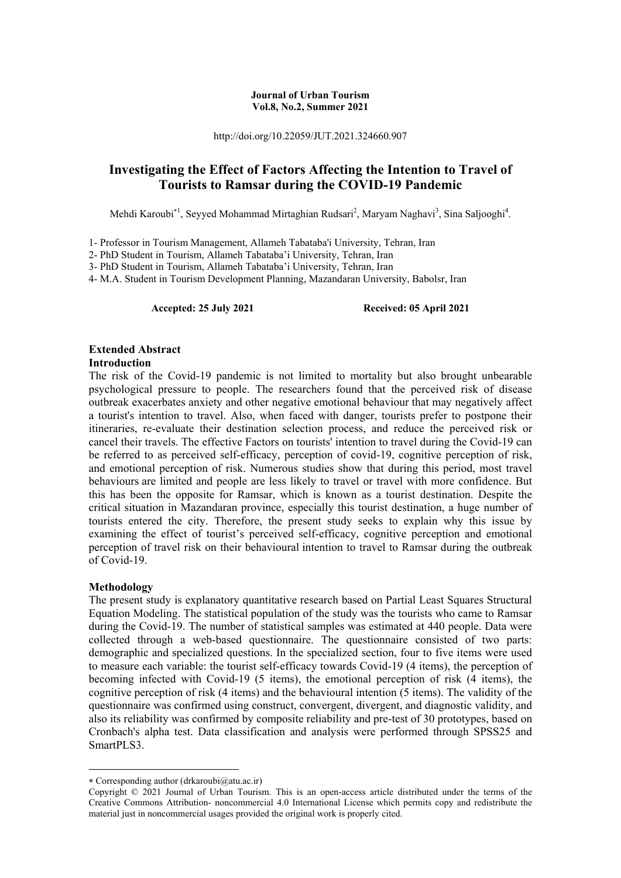**Journal of Urban Tourism**
**Vol.8, No.2, Summer 2021**

http://doi.org/10.22059/JUT.2021.324660.907

# Investigating the Effect of Factors Affecting the Intention to Travel of Tourists to Ramsar during the COVID-19 Pandemic

Mehdi Karoubi*[1], Seyyed Mohammad Mirtaghian Rudsari[2], Maryam Naghavi[3], Sina Saljooghi[4].

1- Professor in Tourism Management, Allameh Tabataba'i University, Tehran, Iran
2- PhD Student in Tourism, Allameh Tabataba'i University, Tehran, Iran
3- PhD Student in Tourism, Allameh Tabataba'i University, Tehran, Iran
4- M.A. Student in Tourism Development Planning, Mazandaran University, Babolsr, Iran

**Accepted: 25 July 2021** **Received: 05 April 2021**

## Extended Abstract

### Introduction

The risk of the Covid-19 pandemic is not limited to mortality but also brought unbearable psychological pressure to people. The researchers found that the perceived risk of disease outbreak exacerbates anxiety and other negative emotional behaviour that may negatively affect a tourist's intention to travel. Also, when faced with danger, tourists prefer to postpone their itineraries, re-evaluate their destination selection process, and reduce the perceived risk or cancel their travels. The effective Factors on tourists' intention to travel during the Covid-19 can be referred to as perceived self-efficacy, perception of covid-19, cognitive perception of risk, and emotional perception of risk. Numerous studies show that during this period, most travel behaviours are limited and people are less likely to travel or travel with more confidence. But this has been the opposite for Ramsar, which is known as a tourist destination. Despite the critical situation in Mazandaran province, especially this tourist destination, a huge number of tourists entered the city. Therefore, the present study seeks to explain why this issue by examining the effect of tourist's perceived self-efficacy, cognitive perception and emotional perception of travel risk on their behavioural intention to travel to Ramsar during the outbreak of Covid-19.

### Methodology

The present study is explanatory quantitative research based on Partial Least Squares Structural Equation Modeling. The statistical population of the study was the tourists who came to Ramsar during the Covid-19. The number of statistical samples was estimated at 440 people. Data were collected through a web-based questionnaire. The questionnaire consisted of two parts: demographic and specialized questions. In the specialized section, four to five items were used to measure each variable: the tourist self-efficacy towards Covid-19 (4 items), the perception of becoming infected with Covid-19 (5 items), the emotional perception of risk (4 items), the cognitive perception of risk (4 items) and the behavioural intention (5 items). The validity of the questionnaire was confirmed using construct, convergent, divergent, and diagnostic validity, and also its reliability was confirmed by composite reliability and pre-test of 30 prototypes, based on Cronbach's alpha test. Data classification and analysis were performed through SPSS25 and SmartPLS3.

---

* Corresponding author (drkaroubi@atu.ac.ir)

Copyright © 2021 Journal of Urban Tourism. This is an open-access article distributed under the terms of the Creative Commons Attribution- noncommercial 4.0 International License which permits copy and redistribute the material just in noncommercial usages provided the original work is properly cited.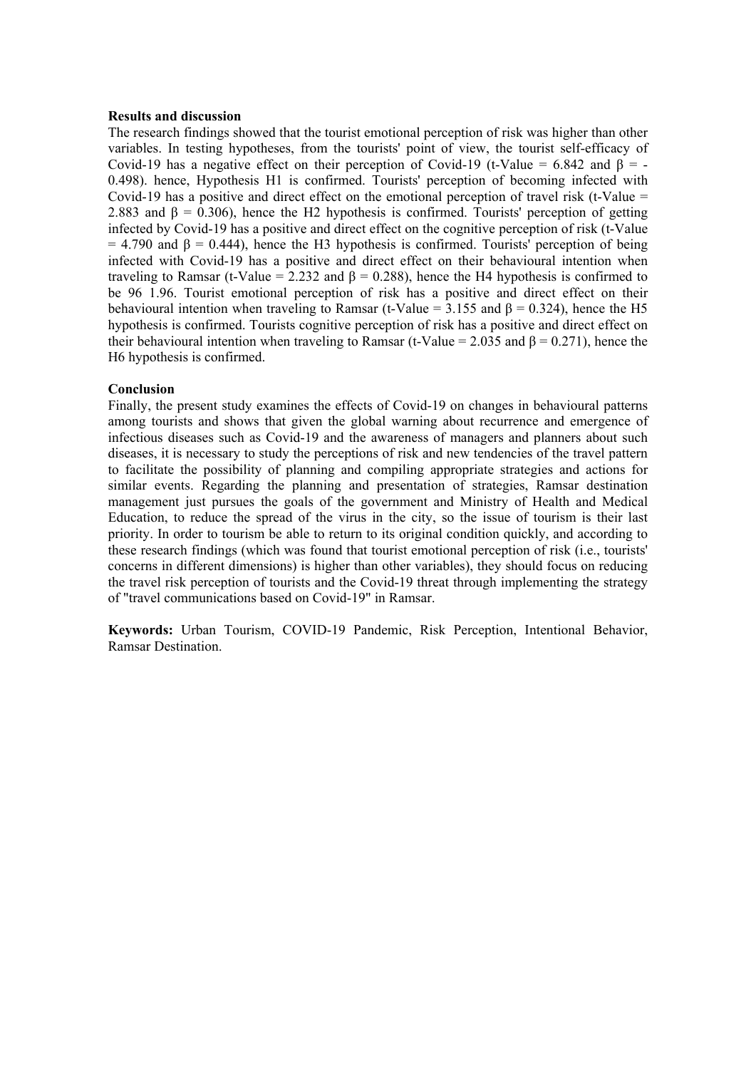**Results and discussion**

The research findings showed that the tourist emotional perception of risk was higher than other variables. In testing hypotheses, from the tourists' point of view, the tourist self-efficacy of Covid-19 has a negative effect on their perception of Covid-19 (t-Value = 6.842 and $\beta$ = -0.498). hence, Hypothesis H1 is confirmed. Tourists' perception of becoming infected with Covid-19 has a positive and direct effect on the emotional perception of travel risk (t-Value = 2.883 and $\beta$ = 0.306), hence the H2 hypothesis is confirmed. Tourists' perception of getting infected by Covid-19 has a positive and direct effect on the cognitive perception of risk (t-Value = 4.790 and $\beta$ = 0.444), hence the H3 hypothesis is confirmed. Tourists' perception of being infected with Covid-19 has a positive and direct effect on their behavioural intention when traveling to Ramsar (t-Value = 2.232 and $\beta$ = 0.288), hence the H4 hypothesis is confirmed to be 96 1.96. Tourist emotional perception of risk has a positive and direct effect on their behavioural intention when traveling to Ramsar (t-Value = 3.155 and $\beta$ = 0.324), hence the H5 hypothesis is confirmed. Tourists cognitive perception of risk has a positive and direct effect on their behavioural intention when traveling to Ramsar (t-Value = 2.035 and $\beta$ = 0.271), hence the H6 hypothesis is confirmed.

**Conclusion**

Finally, the present study examines the effects of Covid-19 on changes in behavioural patterns among tourists and shows that given the global warning about recurrence and emergence of infectious diseases such as Covid-19 and the awareness of managers and planners about such diseases, it is necessary to study the perceptions of risk and new tendencies of the travel pattern to facilitate the possibility of planning and compiling appropriate strategies and actions for similar events. Regarding the planning and presentation of strategies, Ramsar destination management just pursues the goals of the government and Ministry of Health and Medical Education, to reduce the spread of the virus in the city, so the issue of tourism is their last priority. In order to tourism be able to return to its original condition quickly, and according to these research findings (which was found that tourist emotional perception of risk (i.e., tourists' concerns in different dimensions) is higher than other variables), they should focus on reducing the travel risk perception of tourists and the Covid-19 threat through implementing the strategy of "travel communications based on Covid-19" in Ramsar.

**Keywords:** Urban Tourism, COVID-19 Pandemic, Risk Perception, Intentional Behavior, Ramsar Destination.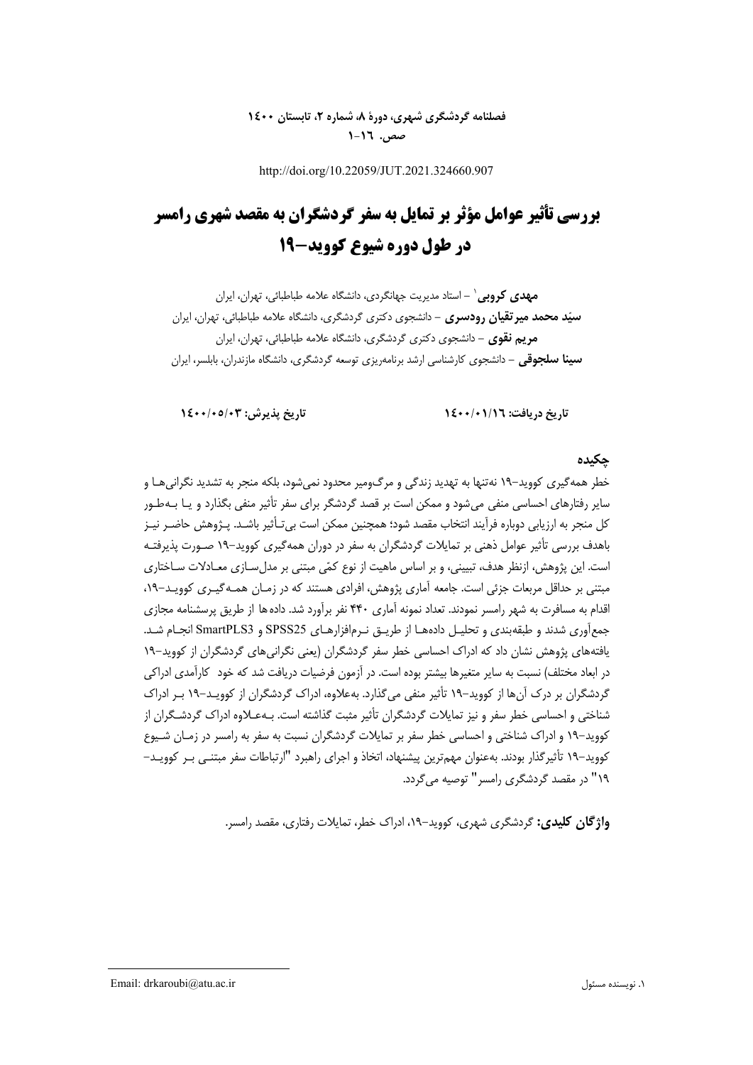http://doi.org/10.22059/JUT.2021.324660.907

# بررسی تأثیر عوامل مؤثر بر تمایل به سفر گردشگران به مقصد شهری رامسر در طول دوره شیوع کووید-۱۹

**مهدی کروبی**[1] – استاد مدیریت جهانگردی، دانشگاه علامه طباطبائی، تهران، ایران
**سیّد محمد میرتقیان رودسری** – دانشجوی دکتری گردشگری، دانشگاه علامه طباطبائی، تهران، ایران
**مریم نقوی** – دانشجوی دکتری گردشگری، دانشگاه علامه طباطبائی، تهران، ایران
**سینا سلجوقی** – دانشجوی کارشناسی ارشد برنامه‌ریزی توسعه گردشگری، دانشگاه مازندران، بابلسر، ایران

**تاریخ دریافت: ۱۴۰۰/۰۱/۱۶** **تاریخ پذیرش: ۱۴۰۰/۰۵/۰۳**

## چکیده

خطر همه‌گیری کووید-۱۹ نه‌تنها به تهدید زندگی و مرگ‌ومیر محدود نمی‌شود، بلکه منجر به تشدید نگرانی‌ها و سایر رفتارهای احساسی منفی می‌شود و ممکن است بر قصد گردشگر برای سفر تأثیر منفی بگذارد و یا به‌طور کل منجر به ارزیابی دوباره فرآیند انتخاب مقصد شود؛ همچنین ممکن است بی‌تأثیر باشد. پژوهش حاضر نیز باهدف بررسی تأثیر عوامل ذهنی بر تمایلات گردشگران به سفر در دوران همه‌گیری کووید-۱۹ صورت پذیرفته است. این پژوهش، ازنظر هدف، تبیینی، و بر اساس ماهیت از نوع کمّی مبتنی بر مدل‌سازی معادلات ساختاری مبتنی بر حداقل مربعات جزئی است. جامعه آماری پژوهش، افرادی هستند که در زمان همه‌گیری کووید-۱۹، اقدام به مسافرت به شهر رامسر نمودند. تعداد نمونه آماری ۴۴۰ نفر برآورد شد. داده‌ها از طریق پرسشنامه مجازی جمع‌آوری شدند و طبقه‌بندی و تحلیل داده‌ها از طریق نرم‌افزارهای SPSS25 و SmartPLS3 انجام شد. یافته‌های پژوهش نشان داد که ادراک احساسی خطر سفر گردشگران (یعنی نگرانی‌های گردشگران از کووید-۱۹ در ابعاد مختلف) نسبت به سایر متغیرها بیشتر بوده است. در آزمون فرضیات دریافت شد که خود کارآمدی ادراکی گردشگران بر درک آن‌ها از کووید-۱۹ تأثیر منفی می‌گذارد. به‌علاوه، ادراک گردشگران از کووید-۱۹ بر ادراک شناختی و احساسی خطر سفر و نیز تمایلات گردشگران تأثیر مثبت گذاشته است. به‌علاوه ادراک گردشگران از کووید-۱۹ و ادراک شناختی و احساسی خطر سفر بر تمایلات گردشگران نسبت به سفر به رامسر در زمان شیوع کووید-۱۹ تأثیرگذار بودند. به‌عنوان مهم‌ترین پیشنهاد، اتخاذ و اجرای راهبرد "ارتباطات سفر مبتنی بر کووید-۱۹" در مقصد گردشگری رامسر" توصیه می‌گردد.

**واژگان کلیدی:** گردشگری شهری، کووید-۱۹، ادراک خطر، تمایلات رفتاری، مقصد رامسر.

---

[1] نویسنده مسئول Email: drkaroubi@atu.ac.ir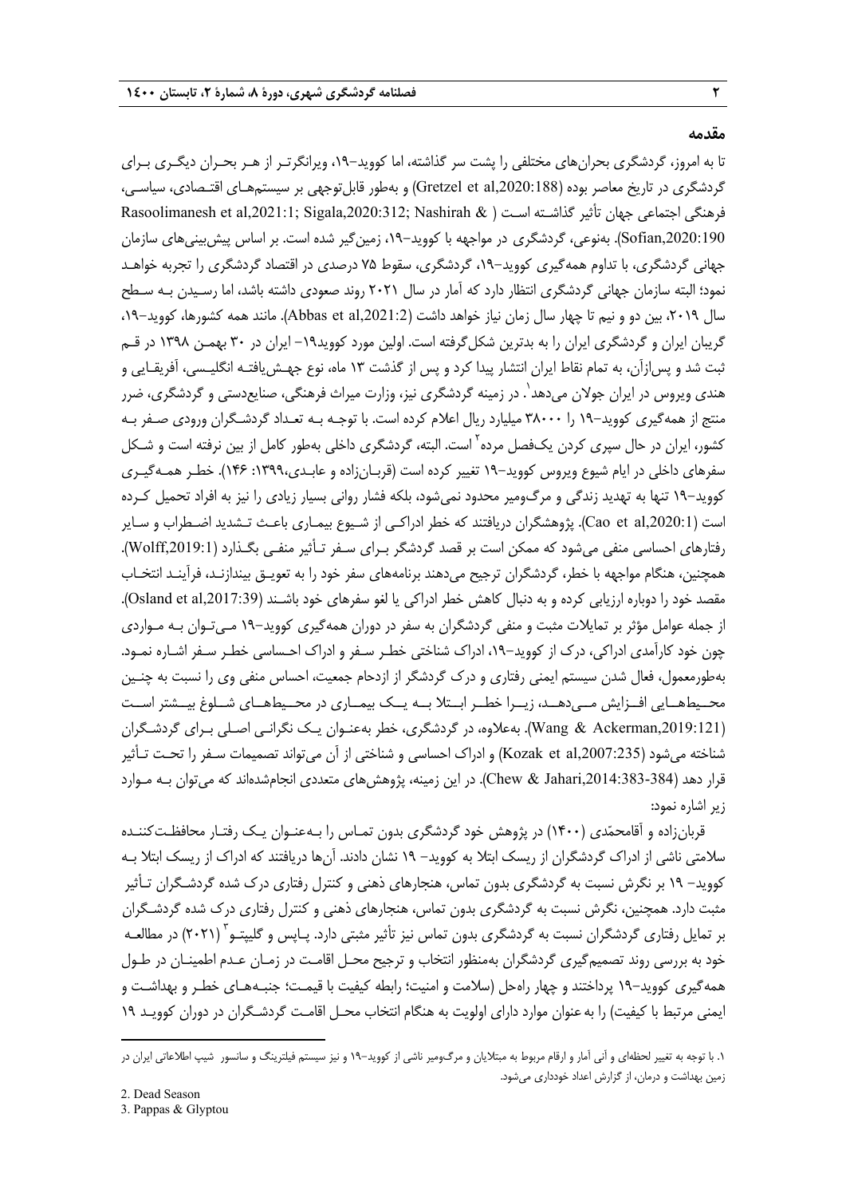## مقدمه

تا به امروز، گردشگری بحران‌های مختلفی را پشت سر گذاشته، اما کووید-۱۹، ویرانگرتر از هر بحران دیگری برای گردشگری در تاریخ معاصر بوده (Gretzel et al,2020:188) و به‌طور قابل‌توجهی بر سیستم‌های اقتصادی، سیاسی، فرهنگی اجتماعی جهان تأثیر گذاشته است (Rasoolimanesh et al,2021:1; Sigala,2020:312; Nashirah & Sofian,2020:190). به‌نوعی، گردشگری در مواجهه با کووید-۱۹، زمین‌گیر شده است. بر اساس پیش‌بینی‌های سازمان جهانی گردشگری، با تداوم همه‌گیری کووید-۱۹، گردشگری، سقوط ۷۵ درصدی در اقتصاد گردشگری را تجربه خواهد نمود؛ البته سازمان جهانی گردشگری انتظار دارد که آمار در سال ۲۰۲۱ روند صعودی داشته باشد، اما رسیدن به سطح سال ۲۰۱۹، بین دو و نیم تا چهار سال زمان نیاز خواهد داشت (Abbas et al,2021:2). مانند همه کشورها، کووید-۱۹، گریبان ایران و گردشگری ایران را به بدترین شکل‌گرفته است. اولین مورد کووید۱۹- ایران در ۳۰ بهمن ۱۳۹۸ در قم ثبت شد و پس‌ازآن، به تمام نقاط ایران انتشار پیدا کرد و پس از گذشت ۱۳ ماه، نوع جهش‌یافته انگلیسی، آفریقایی و هندی ویروس در ایران جولان می‌دهد[۱]. در زمینه گردشگری نیز، وزارت میراث فرهنگی، صنایع‌دستی و گردشگری، ضرر منتج از همه‌گیری کووید-۱۹ را ۳۸۰۰۰ میلیارد ریال اعلام کرده است. با توجه به تعداد گردشگران ورودی صفر به کشور، ایران در حال سپری کردن یک‌فصل مرده[2] است. البته، گردشگری داخلی به‌طور کامل از بین نرفته است و شکل سفرهای داخلی در ایام شیوع ویروس کووید-۱۹ تغییر کرده است (قربان‌زاده و عابدی،۱۳۹۹: ۱۴۶). خطر همه‌گیری کووید-۱۹ تنها به تهدید زندگی و مرگ‌ومیر محدود نمی‌شود، بلکه فشار روانی بسیار زیادی را نیز به افراد تحمیل کرده است (Cao et al,2020:1). پژوهشگران دریافتند که خطر ادراکی از شیوع بیماری باعث تشدید اضطراب و سایر رفتارهای احساسی منفی می‌شود که ممکن است بر قصد گردشگر برای سفر تأثیر منفی بگذارد (Wolff,2019:1). همچنین، هنگام مواجهه با خطر، گردشگران ترجیح می‌دهند برنامه‌های سفر خود را به تعویق بیندازند، فرآیند انتخاب مقصد خود را دوباره ارزیابی کرده و به دنبال کاهش خطر ادراکی یا لغو سفرهای خود باشند (Osland et al,2017:39). از جمله عوامل مؤثر بر تمایلات مثبت و منفی گردشگران به سفر در دوران همه‌گیری کووید-۱۹ می‌توان به مواردی چون خود کارآمدی ادراکی، درک از کووید-۱۹، ادراک شناختی خطر سفر و ادراک احساسی خطر سفر اشاره نمود. به‌طورمعمول، فعال شدن سیستم ایمنی رفتاری و درک گردشگر از ازدحام جمعیت، احساس منفی وی را نسبت به چنین محیط‌هایی افزایش می‌دهد، زیرا خطر ابتلا به یک بیماری در محیط‌های شلوغ بیشتر است (Wang & Ackerman,2019:121). به‌علاوه، در گردشگری، خطر به‌عنوان یک نگرانی اصلی برای گردشگران شناخته می‌شود (Kozak et al,2007:235) و ادراک احساسی و شناختی از آن می‌تواند تصمیمات سفر را تحت تأثیر قرار دهد (Chew & Jahari,2014:383-384). در این زمینه، پژوهش‌های متعددی انجام‌شده‌اند که می‌توان به موارد زیر اشاره نمود:

قربان‌زاده و آقامحمّدی (۱۴۰۰) در پژوهش خود گردشگری بدون تماس را به‌عنوان یک رفتار محافظت‌کننده سلامتی ناشی از ادراک گردشگران از ریسک ابتلا به کووید- ۱۹ نشان دادند. آن‌ها دریافتند که ادراک از ریسک ابتلا به کووید- ۱۹ بر نگرش نسبت به گردشگری بدون تماس، هنجارهای ذهنی و کنترل رفتاری درک شده گردشگران تأثیر مثبت دارد. همچنین، نگرش نسبت به گردشگری بدون تماس، هنجارهای ذهنی و کنترل رفتاری درک شده گردشگران بر تمایل رفتاری گردشگران نسبت به گردشگری بدون تماس نیز تأثیر مثبتی دارد. پاپس و گلیپتو[3] (۲۰۲۱) در مطالعه خود به بررسی روند تصمیم‌گیری گردشگران به‌منظور انتخاب و ترجیح محل اقامت در زمان عدم اطمینان در طول همه‌گیری کووید-۱۹ پرداختند و چهار راه‌حل (سلامت و امنیت؛ رابطه کیفیت با قیمت؛ جنبه‌های خطر و بهداشت و ایمنی مرتبط با کیفیت) را به عنوان موارد دارای اولویت به هنگام انتخاب محل اقامت گردشگران در دوران کووید ۱۹

---

۱. با توجه به تغییر لحظه‌ای و آنی آمار و ارقام مربوط به مبتلایان و مرگ‌ومیر ناشی از کووید-۱۹ و نیز سیستم فیلترینگ و سانسور شیپ اطلاعاتی ایران در زمین بهداشت و درمان، از گزارش اعداد خودداری می‌شود.

2. Dead Season

3. Pappas & Glyptou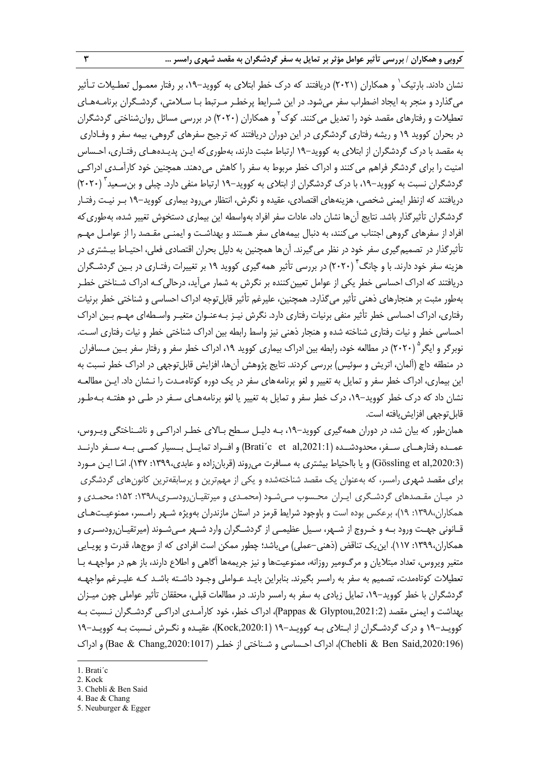نشان دادند. بارتیک[1] و همکاران (۲۰۲۱) دریافتند که درک خطر ابتلای به کووید-۱۹، بر رفتار معمول تعطیلات تأثیر می‌گذارد و منجر به ایجاد اضطراب سفر می‌شود. در این شرایط پرخطر مرتبط با سلامتی، گردشگران برنامه‌های تعطیلات و رفتارهای مقصد خود را تعدیل می‌کنند. کوک[2] و همکاران (۲۰۲۰) در بررسی مسائل روان‌شناختی گردشگران در بحران کووید ۱۹ و ریشه رفتاری گردشگری در این دوران دریافتند که ترجیح سفرهای گروهی، بیمه سفر و وفاداری به مقصد با درک گردشگران از ابتلای به کووید-۱۹ ارتباط مثبت دارند، به‌طوری‌که این پدیده‌های رفتاری، احساس امنیت را برای گردشگر فراهم می‌کنند و ادراک خطر مربوط به سفر را کاهش می‌دهند. همچنین خود کارآمدی ادراکی گردشگران نسبت به کووید-۱۹، با درک گردشگران از ابتلای به کووید-۱۹ ارتباط منفی دارد. چبلی و بن‌سعید[3] (۲۰۲۰) دریافتند که ازنظر ایمنی شخصی، هزینه‌های اقتصادی، عقیده و نگرش، انتظار می‌رود بیماری کووید-۱۹ بر نیت رفتار گردشگران تأثیرگذار باشد. نتایج آن‌ها نشان داد، عادات سفر افراد به‌واسطه این بیماری دستخوش تغییر شده، به‌طوری‌که افراد از سفرهای گروهی اجتناب می‌کنند، به دنبال بیمه‌های سفر هستند و بهداشت و ایمنی مقصد را از عوامل مهم تأثیرگذار در تصمیم‌گیری سفر خود در نظر می‌گیرند. آن‌ها همچنین به دلیل بحران اقتصادی فعلی، احتیاط بیشتری در هزینه سفر خود دارند. با و چانگ[4] (۲۰۲۰) در بررسی تأثیر همه‌گیری کووید ۱۹ بر تغییرات رفتاری در بین گردشگران دریافتند که ادراک احساسی خطر یکی از عوامل تعیین‌کننده بر نگرش به شمار می‌آید، درحالی‌که ادراک شناختی خطر به‌طور مثبت بر هنجارهای ذهنی تأثیر می‌گذارد. همچنین، علیرغم تأثیر قابل‌توجه ادراک احساسی و شناختی خطر برنیات رفتاری، ادراک احساسی خطر تأثیر منفی برنیات رفتاری دارد. نگرش نیز به‌عنوان متغیر واسطه‌ای مهم بین ادراک احساسی خطر و نیات رفتاری شناخته شده و هنجار ذهنی نیز واسط رابطه بین ادراک شناختی خطر و نیات رفتاری است. نوبرگر و ایگر[5] (۲۰۲۰) در مطالعه خود، رابطه بین ادراک بیماری کووید ۱۹، ادراک خطر سفر و رفتار سفر بین مسافران در منطقه داچ (آلمان، اتریش و سوئیس) بررسی کردند. نتایج پژوهش آن‌ها، افزایش قابل‌توجهی در ادراک خطر نسبت به این بیماری، ادراک خطر سفر و تمایل به تغییر و لغو برنامه‌های سفر در یک دوره کوتاه‌مدت را نشان داد. این مطالعه نشان داد که درک خطر کووید-۱۹، درک خطر سفر و تمایل به تغییر یا لغو برنامه‌های سفر در طی دو هفته به‌طور قابل‌توجهی افزایش‌یافته است.

همان‌طور که بیان شد، در دوران همه‌گیری کووید-۱۹، به دلیل سطح بالای خطر ادراکی و ناشناختگی ویروس، عمده رفتارهای سفر، محدودشده (Brati´c et al,2021:1) و افراد تمایل بسیار کمی به سفر دارند (Gössling et al,2020:3) و یا بااحتیاط بیشتری به مسافرت می‌روند (قربان‌زاده و عابدی،۱۳۹۹: ۱۴۷). امّا این مورد برای مقصد شهری رامسر، که به‌عنوان یک مقصد شناخته‌شده و یکی از مهم‌ترین و پرسابقه‌ترین کانون‌های گردشگری در میان مقصدهای گردشگری ایران محسوب می‌شود (محمدی و میرتقیان‌رودسری،۱۳۹۸: ۱۵۲؛ محمدی و همکاران،۱۳۹۸: ۱۹)، برعکس بوده است و باوجود شرایط قرمز در استان مازندران به‌ویژه شهر رامسر، ممنوعیت‌های قانونی جهت ورود به و خروج از شهر، سیل عظیمی از گردشگران وارد شهر می‌شوند (میرتقیان‌رودسری و همکاران،۱۳۹۹: ۱۱۷). این‌یک تناقض (ذهنی-عملی) می‌باشد؛ چطور ممکن است افرادی که از موج‌ها، قدرت و پویایی متغیر ویروس، تعداد مبتلایان و مرگ‌ومیر روزانه، ممنوعیت‌ها و نیز جریمه‌ها آگاهی و اطلاع دارند، باز هم در مواجهه با تعطیلات کوتاه‌مدت، تصمیم به سفر به رامسر بگیرند. بنابراین باید عواملی وجود داشته باشد که علیرغم مواجهه گردشگران با خطر کووید-۱۹، تمایل زیادی به سفر به رامسر دارند. در مطالعات قبلی، محققان تأثیر عواملی چون میزان بهداشت و ایمنی مقصد (Pappas & Glyptou,2021:2)، ادراک خطر، خود کارآمدی ادراکی گردشگران نسبت به کووید-۱۹ و درک گردشگران از ابتلای به کووید-۱۹ (Kock,2020:1)، عقیده و نگرش نسبت به کووید-۱۹ (Chebli & Ben Said,2020:196)، ادراک احساسی و شناختی از خطر (Bae & Chang,2020:1017) و ادراک

---

1. Brati´c
2. Kock
3. Chebli & Ben Said
4. Bae & Chang
5. Neuburger & Egger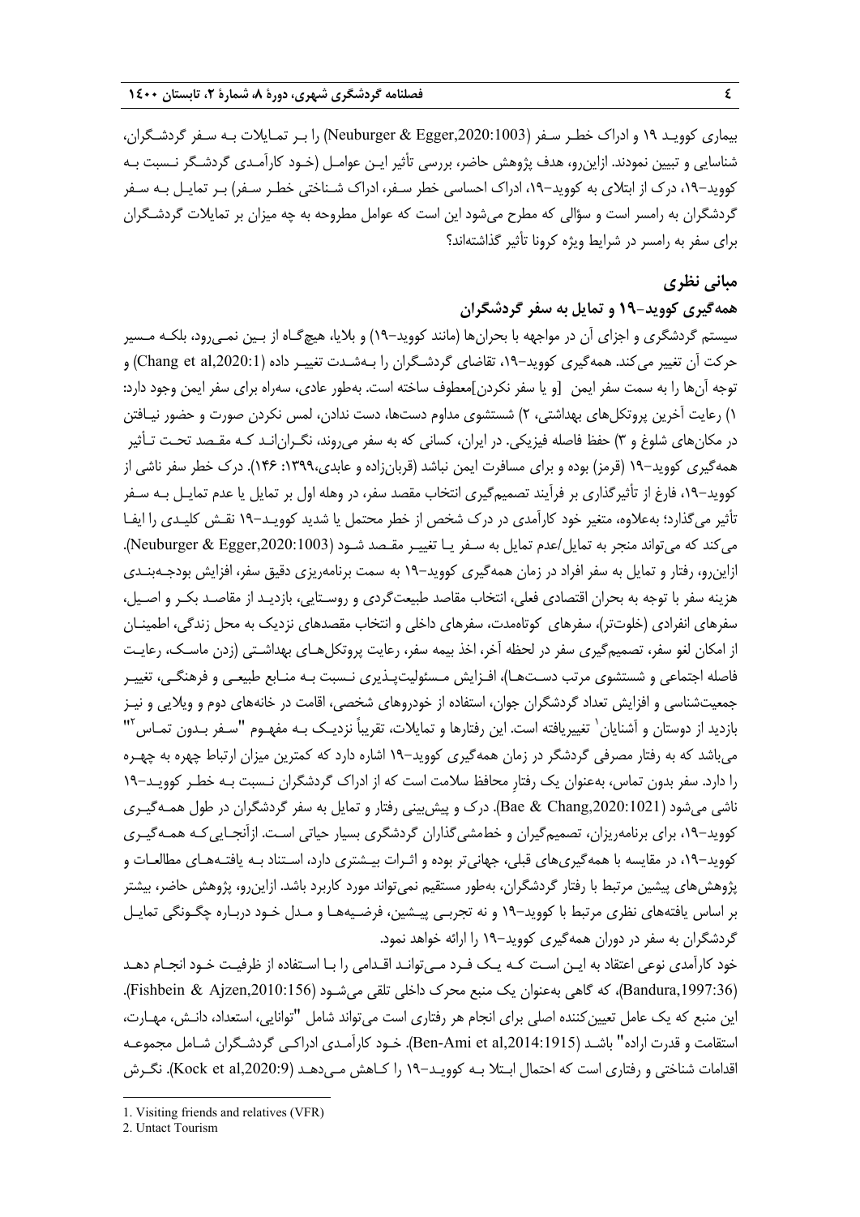بیماری کووید ۱۹ و ادراک خطر سفر (Neuburger & Egger,2020:1003) را بر تمایلات به سفر گردشگران، شناسایی و تبیین نمودند. ازاین‌رو، هدف پژوهش حاضر، بررسی تأثیر این عوامل (خود کارآمدی گردشگر نسبت به کووید-۱۹، درک از ابتلای به کووید-۱۹، ادراک احساسی خطر سفر، ادراک شناختی خطر سفر) بر تمایل به سفر گردشگران به رامسر است و سؤالی که مطرح می‌شود این است که عوامل مطروحه به چه میزان بر تمایلات گردشگران برای سفر به رامسر در شرایط ویژه کرونا تأثیر گذاشته‌اند؟

## مبانی نظری

### همه‌گیری کووید-۱۹ و تمایل به سفر گردشگران

سیستم گردشگری و اجزای آن در مواجهه با بحران‌ها (مانند کووید-۱۹) و بلایا، هیچ‌گاه از بین نمی‌رود، بلکه مسیر حرکت آن تغییر می‌کند. همه‌گیری کووید-۱۹، تقاضای گردشگران را به‌شدت تغییر داده (Chang et al,2020:1) و توجه آن‌ها را به سمت سفر ایمن [و یا سفر نکردن]معطوف ساخته است. به‌طور عادی، سه‌راه برای سفر ایمن وجود دارد: ۱) رعایت آخرین پروتکل‌های بهداشتی، ۲) شستشوی مداوم دست‌ها، دست ندادن، لمس نکردن صورت و حضور نیافتن در مکان‌های شلوغ و ۳) حفظ فاصله فیزیکی. در ایران، کسانی که به سفر می‌روند، نگران‌اند که مقصد تحت تأثیر همه‌گیری کووید-۱۹ (قرمز) بوده و برای مسافرت ایمن نباشد (قربان‌زاده و عابدی،۱۳۹۹: ۱۴۶). درک خطر سفر ناشی از کووید-۱۹، فارغ از تأثیرگذاری بر فرآیند تصمیم‌گیری انتخاب مقصد سفر، در وهله اول بر تمایل یا عدم تمایل به سفر تأثیر می‌گذارد؛ به‌علاوه، متغیر خود کارآمدی در درک شخص از خطر محتمل یا شدید کووید-۱۹ نقش کلیدی را ایفا می‌کند که می‌تواند منجر به تمایل/عدم تمایل به سفر یا تغییر مقصد شود (Neuburger & Egger,2020:1003). ازاین‌رو، رفتار و تمایل به سفر افراد در زمان همه‌گیری کووید-۱۹ به سمت برنامه‌ریزی دقیق سفر، افزایش بودجه‌بندی هزینه سفر با توجه به بحران اقتصادی فعلی، انتخاب مقاصد طبیعت‌گردی و روستایی، بازدید از مقاصد بکر و اصیل، سفرهای انفرادی (خلوت‌تر)، سفرهای کوتاه‌مدت، سفرهای داخلی و انتخاب مقصدهای نزدیک به محل زندگی، اطمینان از امکان لغو سفر، تصمیم‌گیری سفر در لحظه آخر، اخذ بیمه سفر، رعایت پروتکل‌های بهداشتی (زدن ماسک، رعایت فاصله اجتماعی و شستشوی مرتب دست‌ها)، افزایش مسئولیت‌پذیری نسبت به منابع طبیعی و فرهنگی، تغییر جمعیت‌شناسی و افزایش تعداد گردشگران جوان، استفاده از خودروهای شخصی، اقامت در خانه‌های دوم و ویلایی و نیز بازدید از دوستان و آشنایان[1] تغییریافته است. این رفتارها و تمایلات، تقریباً نزدیک به مفهوم "سفر بدون تماس[2]" می‌باشد که به رفتار مصرفی گردشگر در زمان همه‌گیری کووید-۱۹ اشاره دارد که کمترین میزان ارتباط چهره به چهره را دارد. سفر بدون تماس، به‌عنوان یک رفتارِ محافظ سلامت است که از ادراک گردشگران نسبت به خطر کووید-۱۹ ناشی می‌شود (Bae & Chang,2020:1021). درک و پیش‌بینی رفتار و تمایل به سفر گردشگران در طول همه‌گیری کووید-۱۹، برای برنامه‌ریزان، تصمیم‌گیران و خط‌مشی‌گذاران گردشگری بسیار حیاتی است. ازآنجایی‌که همه‌گیری کووید-۱۹، در مقایسه با همه‌گیری‌های قبلی، جهانی‌تر بوده و اثرات بیشتری دارد، استناد به یافته‌های مطالعات و پژوهش‌های پیشین مرتبط با رفتار گردشگران، به‌طور مستقیم نمی‌تواند مورد کاربرد باشد. ازاین‌رو، پژوهش حاضر، بیشتر بر اساس یافته‌های نظری مرتبط با کووید-۱۹ و نه تجربی پیشین، فرضیه‌ها و مدل خود درباره چگونگی تمایل گردشگران به سفر در دوران همه‌گیری کووید-۱۹ را ارائه خواهد نمود.

خود کارآمدی نوعی اعتقاد به این است که یک فرد می‌تواند اقدامی را با استفاده از ظرفیت خود انجام دهد (Bandura,1997:36)، که گاهی به‌عنوان یک منبع محرک داخلی تلقی می‌شود (Fishbein & Ajzen,2010:156). این منبع که یک عامل تعیین‌کننده اصلی برای انجام هر رفتاری است می‌تواند شامل "توانایی، استعداد، دانش، مهارت، استقامت و قدرت اراده" باشد (Ben-Ami et al,2014:1915). خود کارآمدی ادراکی گردشگران شامل مجموعه اقدامات شناختی و رفتاری است که احتمال ابتلا به کووید-۱۹ را کاهش می‌دهد (Kock et al,2020:9). نگرش

---

1. Visiting friends and relatives (VFR)
2. Untact Tourism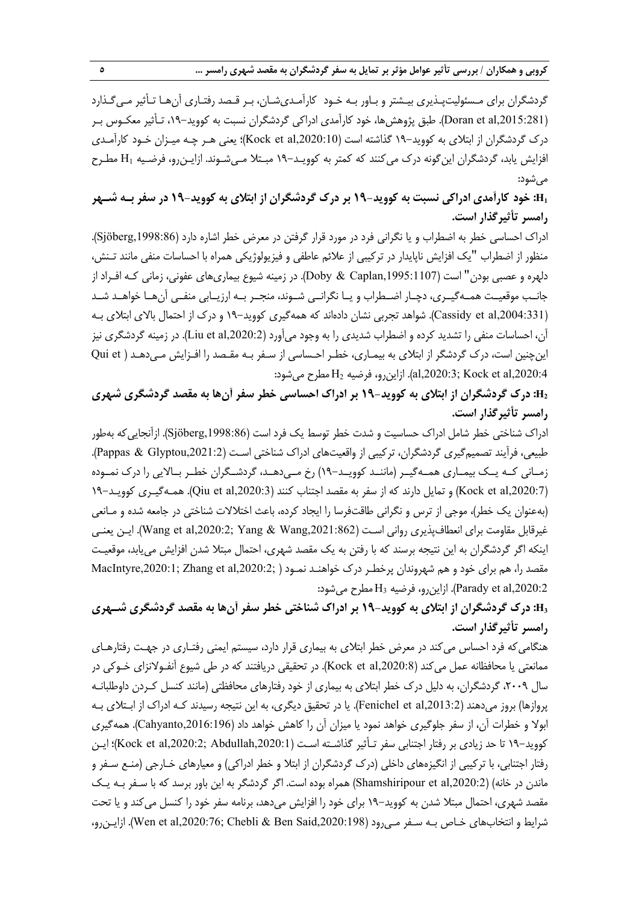گردشگران برای مسئولیت‌پذیری بیشتر و باور به خود کارآمدی‌شان، بر قصد رفتاری آن‌ها تأثیر می‌گذارد (Doran et al,2015:281). طبق پژوهش‌ها، خود کارآمدی ادراکی گردشگران نسبت به کووید-۱۹، تأثیر معکوس بر درک گردشگران از ابتلای به کووید-۱۹ گذاشته است (Kock et al,2020:10)؛ یعنی هر چه میزان خود کارآمدی افزایش یابد، گردشگران این‌گونه درک می‌کنند که کمتر به کووید-۱۹ مبتلا می‌شوند. ازاین‌رو، فرضیه $H_1$ مطرح می‌شود:

**$H_1$: خود کارآمدی ادراکی نسبت به کووید-۱۹ بر درک گردشگران از ابتلای به کووید-۱۹ در سفر به شهر رامسر تأثیرگذار است.**

ادراک احساسی خطر به اضطراب و یا نگرانی فرد در مورد قرار گرفتن در معرض خطر اشاره دارد (Sjöberg,1998:86). منظور از اضطراب "یک افزایش ناپایدار در ترکیبی از علائم عاطفی و فیزیولوژیکی همراه با احساسات منفی مانند تنش، دلهره و عصبی بودن" است (Doby & Caplan,1995:1107). در زمینه شیوع بیماری‌های عفونی، زمانی که افراد از جانب موقعیت همه‌گیری، دچار اضطراب و یا نگرانی شوند، منجر به ارزیابی منفی آن‌ها خواهد شد (Cassidy et al,2004:331). شواهد تجربی نشان داده‌اند که همه‌گیری کووید-۱۹ و درک از احتمال بالای ابتلای به آن، احساسات منفی را تشدید کرده و اضطراب شدیدی را به وجود می‌آورد (Liu et al,2020:2). در زمینه گردشگری نیز این‌چنین است، درک گردشگر از ابتلای به بیماری، خطر احساسی سفر به مقصد را افزایش می‌دهد (Qui et al,2020:3; Kock et al,2020:4). ازاین‌رو، فرضیه $H_2$ مطرح می‌شود:

**$H_2$: درک گردشگران از ابتلای به کووید-۱۹ بر ادراک احساسی خطر سفر آن‌ها به مقصد گردشگری شهری رامسر تأثیرگذار است.**

ادراک شناختی خطر شامل ادراک حساسیت و شدت خطر توسط یک فرد است (Sjöberg,1998:86). ازآنجایی‌که به‌طور طبیعی، فرآیند تصمیم‌گیری گردشگران، ترکیبی از واقعیت‌های ادراک شناختی است (Pappas & Glyptou,2021:2). زمانی که یک بیماری همه‌گیر (مانند کووید-۱۹) رخ می‌دهد، گردشگران خطر بالایی را درک نموده (Kock et al,2020:7) و تمایل دارند که از سفر به مقصد اجتناب کنند (Qiu et al,2020:3). همه‌گیری کووید-۱۹ (به‌عنوان یک خطر)، موجی از ترس و نگرانی طاقت‌فرسا را ایجاد کرده، باعث اختلالات شناختی در جامعه شده و مانعی غیرقابل مقاومت برای انعطاف‌پذیری روانی است (Wang et al,2020:2; Yang & Wang,2021:862). این یعنی اینکه اگر گردشگران به این نتیجه برسند که با رفتن به یک مقصد شهری، احتمال مبتلا شدن افزایش می‌یابد، موقعیت مقصد را، هم برای خود و هم شهروندان پرخطر درک خواهند نمود (MacIntyre,2020:1; Zhang et al,2020:2; Parady et al,2020:2). ازاین‌رو، فرضیه $H_3$ مطرح می‌شود:

**$H_3$: درک گردشگران از ابتلای به کووید-۱۹ بر ادراک شناختی خطر سفر آن‌ها به مقصد گردشگری شهری رامسر تأثیرگذار است.**

هنگامی‌که فرد احساس می‌کند در معرض خطر ابتلای به بیماری قرار دارد، سیستم ایمنی رفتاری در جهت رفتارهای ممانعتی یا محافظانه عمل می‌کند (Kock et al,2020:8). در تحقیقی دریافتند که در طی شیوع آنفولانزای خوکی در سال ۲۰۰۹، گردشگران، به دلیل درک خطر ابتلای به بیماری از خود رفتارهای محافظتی (مانند کنسل کردن داوطلبانه پروازها) بروز می‌دهند (Fenichel et al,2013:2). یا در تحقیق دیگری، به این نتیجه رسیدند که ادراک از ابتلای به ابولا و خطرات آن، از سفر جلوگیری خواهد نمود یا میزان آن را کاهش خواهد داد (Cahyanto,2016:196). همه‌گیری کووید-۱۹ تا حد زیادی بر رفتار اجتنابی سفر تأثیر گذاشته است (Kock et al,2020:2; Abdullah,2020:1)؛ این رفتار اجتنابی، با ترکیبی از انگیزه‌های داخلی (درک گردشگران از ابتلا و خطر ادراکی) و معیارهای خارجی (منع سفر و ماندن در خانه) (Shamshiripour et al,2020:2) همراه بوده است. اگر گردشگر به این باور برسد که با سفر به یک مقصد شهری، احتمال مبتلا شدن به کووید-۱۹ برای خود را افزایش می‌دهد، برنامه سفر خود را کنسل می‌کند و یا تحت شرایط و انتخاب‌های خاص به سفر می‌رود (Wen et al,2020:76; Chebli & Ben Said,2020:198). ازاین‌رو،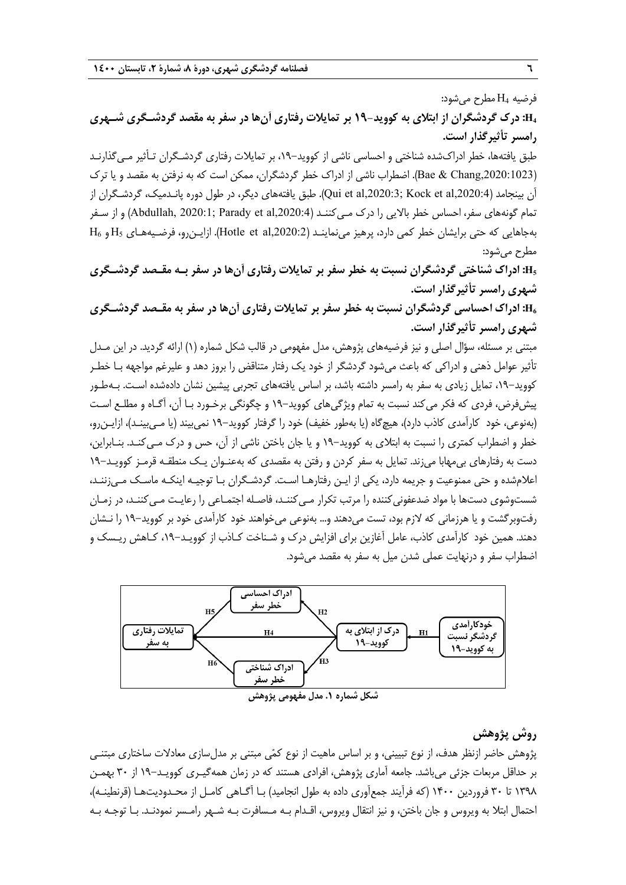فرضیه $H_4$ مطرح می‌شود:

**$H_4$: درک گردشگران از ابتلای به کووید-۱۹ بر تمایلات رفتاری آن‌ها در سفر به مقصد گردشگری شهری رامسر تأثیرگذار است.**

طبق یافته‌ها، خطر ادراک‌شده شناختی و احساسی ناشی از کووید-۱۹، بر تمایلات رفتاری گردشگران تـأثیر مـی‌گذارنـد (Bae & Chang,2020:1023). اضطراب ناشی از ادراک خطر گردشگران، ممکن است که به نرفتن به مقصد و یا ترک آن بینجامد (Qui et al,2020:3; Kock et al,2020:4). طبق یافته‌های دیگر، در طول دوره پانـدمیک، گردشـگران از تمام گونه‌های سفر، احساس خطر بالایی را درک مـی‌کننـد (Abdullah, 2020:1; Parady et al,2020:4) و از سـفر به‌جاهایی که حتی برایشان خطر کمی دارد، پرهیز می‌نماینـد (Hotle et al,2020:2). ازایـن‌رو، فرضـیه‌هـای $H_5$ و $H_6$ مطرح می‌شود:

**$H_5$: ادراک شناختی گردشگران نسبت به خطر سفر بر تمایلات رفتاری آن‌ها در سفر بـه مقـصد گردشـگری شهری رامسر تأثیرگذار است.**

**$H_6$: ادراک احساسی گردشگران نسبت به خطر سفر بر تمایلات رفتاری آن‌ها در سفر به مقـصد گردشـگری شهری رامسر تأثیرگذار است.**

مبتنی بر مسئله، سؤال اصلی و نیز فرضیه‌های پژوهش، مدل مفهومی در قالب شکل شماره (۱) ارائه گردید. در این مـدل تأثیر عوامل ذهنی و ادراکی که باعث می‌شود گردشگر از خود یک رفتار متناقض را بروز دهد و علیرغم مواجهه بـا خطـر کووید-۱۹، تمایل زیادی به سفر به رامسر داشته باشد، بر اساس یافته‌های تجربی پیشین نشان داده‌شده اسـت. بـه‌طـور پیش‌فرض، فردی که فکر می‌کند نسبت به تمام ویژگی‌های کووید-۱۹ و چگونگی برخـورد بـا آن، آگـاه و مطلـع اسـت (به‌نوعی، خود کارآمدی کاذب دارد)، هیچ‌گاه (یا به‌طور خفیف) خود را گرفتار کووید-۱۹ نمی‌بیند (یا مـی‌بینـد)، ازایـن‌رو، خطر و اضطراب کمتری را نسبت به ابتلای به کووید-۱۹ و یا جان باختن ناشی از آن، حس و درک مـی‌کنـد. بنـابراین، دست به رفتارهای بی‌مهابا می‌زند. تمایل به سفر کردن و رفتن به مقصدی که به‌عنـوان یـک منطقـه قرمـز کوویـد-۱۹ اعلام‌شده و حتی ممنوعیت و جریمه دارد، یکی از ایـن رفتارهـا اسـت. گردشـگران بـا توجیـه اینکـه ماسـک مـی‌زننـد، شست‌وشوی دست‌ها با مواد ضدعفونی‌کننده را مرتب تکرار مـی‌کننـد، فاصـله اجتمـاعی را رعایـت مـی‌کننـد، در زمـان رفت‌وبرگشت و یا هرزمانی که لازم بود، تست می‌دهند و... به‌نوعی می‌خواهند خود کارآمدی خود بر کووید-۱۹ را نـشان دهند. همین خود کارآمدی کاذب، عامل آغازین برای افزایش درک و شـناخت کـاذب از کوویـد-۱۹، کـاهش ریـسک و اضطراب سفر و درنهایت عملی شدن میل به سفر به مقصد می‌شود.

```
                 ┌───────────────┐
        H5 ┌─────│ ادراک احساسی   │◄──── H2 ─┐
           │     │   خطر سفر      │           │
           ▼     └───────────────┘           │
┌──────────────┐        H4        ┌──────────────┐   H1   ┌──────────────────┐
│ تمایلات رفتاری │◄────────────────│ درک از ابتلای به │◄───────│ خودکارآمدی گردشگر │
│    به سفر     │                  │   کووید-۱۹     │        │ نسبت به کووید-۱۹  │
└──────────────┘                  └──────────────┘        └──────────────────┘
           ▲     ┌───────────────┐           │
        H6 └─────│ ادراک شناختی   │◄──── H3 ─┘
                 │   خطر سفر      │
                 └───────────────┘
```

شکل شماره ۱. مدل مفهومی پژوهش

## روش پژوهش

پژوهش حاضر ازنظر هدف، از نوع تبیینی، و بر اساس ماهیت از نوع کمّی مبتنی بر مدل‌سازی معادلات ساختاری مبتنـی بر حداقل مربعات جزئی می‌باشد. جامعه آماری پژوهش، افرادی هستند که در زمان همه‌گیـری کوویـد-۱۹ از ۳۰ بهمـن ۱۳۹۸ تا ۳۰ فروردین ۱۴۰۰ (که فرآیند جمع‌آوری داده به طول انجامید) بـا آگـاهی کامـل از محـدودیت‌هـا (قرنطینـه)، احتمال ابتلا به ویروس و جان باختن، و نیز انتقال ویروس، اقـدام بـه مـسافرت بـه شـهر رامـسر نمودنـد. بـا توجـه بـه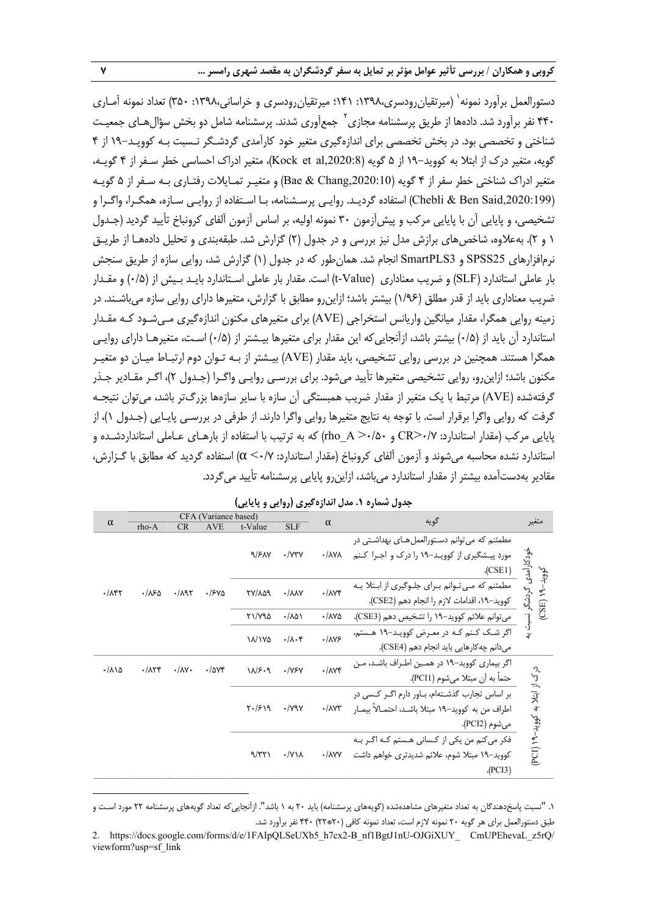دستورالعمل برآورد نمونه[1] (میرتقیان‌رودسری،۱۳۹۸: ۱۴۱؛ میرتقیان‌رودسری و خراسانی،۱۳۹۸: ۳۵۰) تعداد نمونه آماری ۴۴۰ نفر برآورد شد. داده‌ها از طریق پرسشنامه مجازی[2] جمع‌آوری شدند. پرسشنامه شامل دو بخش سؤال‌های جمعیت شناختی و تخصصی بود. در بخش تخصصی برای اندازه‌گیری متغیر خود کارآمدی گردشگر نسبت به کووید–۱۹ از ۴ گویه، متغیر درک از ابتلا به کووید–۱۹ از ۵ گویه (Kock et al,2020:8)، متغیر ادراک احساسی خطر سفر از ۴ گویه، متغیر ادراک شناختی خطر سفر از ۴ گویه (Bae & Chang,2020:10) و متغیر تمایلات رفتاری به سفر از ۵ گویه (Chebli & Ben Said,2020:199) استفاده گردید. روایی پرسشنامه، با استفاده از روایی سازه، همگرا، واگرا و تشخیصی، و پایایی آن با پایایی مرکب و پیش‌آزمون ۳۰ نمونه اولیه، بر اساس آزمون آلفای کرونباخ تأیید گردید (جدول ۱ و ۲). به‌علاوه، شاخص‌های برازش مدل نیز بررسی و در جدول (۲) گزارش شد. طبقه‌بندی و تحلیل داده‌ها از طریق نرم‌افزارهای SPSS25 و SmartPLS3 انجام شد. همان‌طور که در جدول (۱) گزارش شد، روایی سازه از طریق سنجش بار عاملی استاندارد (SLF) و ضریب معناداری (t-Value) است. مقدار بار عاملی استاندارد باید بیش از (۰/۵) و مقدار ضریب معناداری باید از قدر مطلق (۱/۹۶) بیشتر باشد؛ ازاین‌رو مطابق با گزارش، متغیرها دارای روایی سازه می‌باشند. در زمینه روایی همگرا، مقدار میانگین واریانس استخراجی (AVE) برای متغیرهای مکنون اندازه‌گیری می‌شود که مقدار استاندارد آن باید از (۰/۵) بیشتر باشد، ازآنجایی‌که این مقدار برای متغیرها بیشتر از (۰/۵) است، متغیرها دارای روایی همگرا هستند. همچنین در بررسی روایی تشخیصی، باید مقدار (AVE) بیشتر از به توان دوم ارتباط میان دو متغیر مکنون باشد؛ ازاین‌رو، روایی تشخیصی متغیرها تأیید می‌شود. برای بررسی روایی واگرا (جدول ۲)، اگر مقادیر جذر گرفته‌شده (AVE) مرتبط با یک متغیر از مقدار ضریب همبستگی آن سازه با سایر سازه‌ها بزرگ‌تر باشد، می‌توان نتیجه گرفت که روایی واگرا برقرار است. با توجه به نتایج متغیرها روایی واگرا دارند. از طرفی در بررسی پایایی (جدول ۱)، از پایایی مرکب (مقدار استاندارد: CR>۰/۷ و rho_A >۰/۵۰) که به ترتیب با استفاده از بارهای عاملی استانداردشده و استاندارد نشده محاسبه می‌شوند و آزمون آلفای کرونباخ (مقدار استاندارد: α >۰/۷) استفاده گردید که مطابق با گزارش، مقادیر به‌دست‌آمده بیشتر از مقدار استاندارد می‌باشد، ازاین‌رو پایایی پرسشنامه تأیید می‌گردد.

**جدول شماره ۱. مدل اندازه‌گیری (روایی و پایایی)**

| متغیر | گویه | α | CFA (Variance based) SLF | t-Value | AVE | CR | rho-A | α |
|---|---|---|---|---|---|---|---|---|
| خودکارآمدی گردشگر نسبت به کووید–۱۹ (CSE) | مطمئنم که می‌توانم دستورالعمل‌های بهداشتی در مورد پیشگیری از کووید–۱۹ را درک و اجرا کنم (CSE1). | ۰/۸۷۸ | ۰/۷۳۷ | ۹/۶۸۷ | ۰/۶۷۵ | ۰/۸۹۲ | ۰/۸۶۵ | ۰/۸۴۲ |
| | مطمئنم که می‌توانم برای جلوگیری از ابتلا به کووید–۱۹، اقدامات لازم را انجام دهم (CSE2). | ۰/۸۷۴ | ۰/۸۸۷ | ۲۷/۸۵۹ | | | | |
| | می‌توانم علائم کووید–۱۹ را تشخیص دهم (CSE3). | ۰/۸۷۵ | ۰/۸۵۱ | ۲۱/۷۹۵ | | | | |
| | اگر شک کنم که در معرض کووید–۱۹ هستم، می‌دانم چه‌کارهایی باید انجام دهم (CSE4). | ۰/۸۷۶ | ۰/۸۰۴ | ۱۸/۱۷۵ | | | | |
| درک از ابتلا به کووید–۱۹ (PCI) | اگر بیماری کووید–۱۹ در همین اطراف باشد، من حتماً به آن مبتلا می‌شوم (PCI1). | ۰/۸۷۴ | ۰/۷۶۷ | ۱۸/۶۰۹ | ۰/۵۷۴ | ۰/۸۷۰ | ۰/۸۲۴ | ۰/۸۱۵ |
| | بر اساس تجارب گذشته‌ام، باور دارم اگر کسی در اطراف من به کووید–۱۹ مبتلا باشد، احتمالاً بیمار می‌شوم (PCI2). | ۰/۸۷۳ | ۰/۷۹۷ | ۲۰/۶۱۹ | | | | |
| | فکر می‌کنم من یکی از کسانی هستم که اگر به کووید–۱۹ مبتلا شوم، علائم شدیدتری خواهم داشت (PCI3). | ۰/۸۷۷ | ۰/۷۱۸ | ۹/۳۲۱ | | | | |

---

۱. "نسبت پاسخ‌دهندگان به تعداد متغیرهای مشاهده‌شده (گویه‌های پرسشنامه) باید ۲۰ به ۱ باشد". ازآنجایی‌که تعداد گویه‌های پرسشنامه ۲۲ مورد است و طبق دستورالعمل برای هر گویه ۲۰ نمونه لازم است، تعداد نمونه کافی (۲۰*۲۲) ۴۴۰ نفر برآورد شد.

2. https://docs.google.com/forms/d/e/1FAIpQLSeUXb5_h7cx2-B_nf1BgtJ1nU-OJGiXUY_ CmUPEhevaL_z5rQ/viewform?usp=sf_link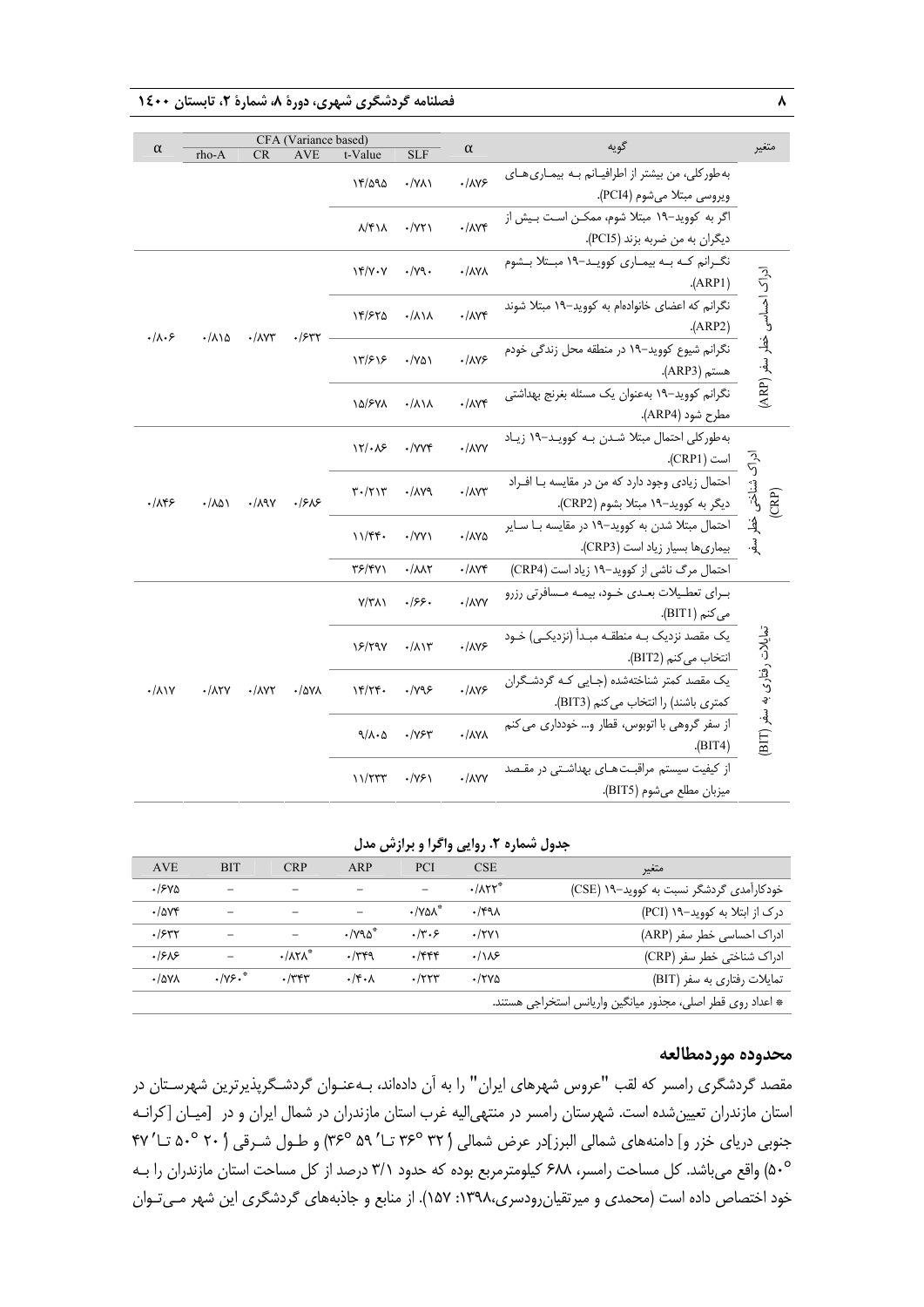| متغیر | گویه | α | SLF | t-Value | AVE | CR | rho-A | α |
|---|---|---|---|---|---|---|---|---|
| | CFA (Variance based) | | | | | | | |
| | به‌طورکلی، من بیشتر از اطرافیانم به بیماری‌های ویروسی مبتلا می‌شوم (PCI4). | ۰/۸۷۶ | ۰/۷۸۱ | ۱۴/۵۹۵ | | | | |
| | اگر به کووید–۱۹ مبتلا شوم، ممکن است بیش از دیگران به من ضربه بزند (PCI5). | ۰/۸۷۴ | ۰/۷۲۱ | ۸/۴۱۸ | | | | |
| ادراک احساسی خطر سفر (ARP) | نگرانم که به بیماری کووید–۱۹ مبتلا بشوم (ARP1). | ۰/۸۷۸ | ۰/۷۹۰ | ۱۴/۷۰۷ | ۰/۶۳۲ | ۰/۸۷۳ | ۰/۸۱۵ | ۰/۸۰۶ |
| | نگرانم که اعضای خانواده‌ام به کووید–۱۹ مبتلا شوند (ARP2). | ۰/۸۷۴ | ۰/۸۱۸ | ۱۴/۶۲۵ | | | | |
| | نگرانم شیوع کووید–۱۹ در منطقه محل زندگی خودم هستم (ARP3). | ۰/۸۷۶ | ۰/۷۵۱ | ۱۳/۶۱۶ | | | | |
| | نگرانم کووید–۱۹ به‌عنوان یک مسئله بغرنج بهداشتی مطرح شود (ARP4). | ۰/۸۷۴ | ۰/۸۱۸ | ۱۵/۶۷۸ | | | | |
| ادراک شناختی خطر سفر (CRP) | به‌طورکلی احتمال مبتلا شدن به کووید–۱۹ زیاد است (CRP1). | ۰/۸۷۷ | ۰/۷۷۴ | ۱۲/۰۸۶ | ۰/۶۸۶ | ۰/۸۹۷ | ۰/۸۵۱ | ۰/۸۴۶ |
| | احتمال زیادی وجود دارد که من در مقایسه با افراد دیگر به کووید–۱۹ مبتلا بشوم (CRP2). | ۰/۸۷۳ | ۰/۸۷۹ | ۳۰/۲۱۳ | | | | |
| | احتمال مبتلا شدن به کووید–۱۹ در مقایسه با سایر بیماری‌ها بسیار زیاد است (CRP3). | ۰/۸۷۵ | ۰/۷۷۱ | ۱۱/۴۴۰ | | | | |
| | احتمال مرگ ناشی از کووید–۱۹ زیاد است (CRP4) | ۰/۸۷۴ | ۰/۸۸۲ | ۳۶/۴۷۱ | | | | |
| تمایلات رفتاری به سفر (BIT) | برای تعطیلات بعدی خود، بیمه مسافرتی رزرو می‌کنم (BIT1). | ۰/۸۷۷ | ۰/۶۶۰ | ۷/۳۸۱ | ۰/۵۷۸ | ۰/۸۷۲ | ۰/۸۲۷ | ۰/۸۱۷ |
| | یک مقصد نزدیک به منطقه مبدأ (نزدیکی) خود انتخاب می‌کنم (BIT2). | ۰/۸۷۶ | ۰/۸۱۳ | ۱۶/۲۹۷ | | | | |
| | یک مقصد کمتر شناخته‌شده (جایی که گردشگران کمتری باشند) را انتخاب می‌کنم (BIT3). | ۰/۸۷۶ | ۰/۷۹۶ | ۱۴/۲۴۰ | | | | |
| | از سفر گروهی با اتوبوس، قطار و... خودداری می‌کنم (BIT4). | ۰/۸۷۸ | ۰/۷۶۳ | ۹/۸۰۵ | | | | |
| | از کیفیت سیستم مراقبت‌های بهداشتی در مقصد میزبان مطلع می‌شوم (BIT5). | ۰/۸۷۷ | ۰/۷۶۱ | ۱۱/۲۳۳ | | | | |

**جدول شماره ۲. روایی واگرا و برازش مدل**

| متغیر | CSE | PCI | ARP | CRP | BIT | AVE |
|---|---|---|---|---|---|---|
| خودکارآمدی گردشگر نسبت به کووید–۱۹ (CSE) | \*۰/۸۲۲ | – | – | – | – | ۰/۶۷۵ |
| درک از ابتلا به کووید–۱۹ (PCI) | ۰/۴۹۸ | \*۰/۷۵۸ | – | – | – | ۰/۵۷۴ |
| ادراک احساسی خطر سفر (ARP) | ۰/۲۷۱ | ۰/۳۰۶ | \*۰/۷۹۵ | – | – | ۰/۶۳۲ |
| ادراک شناختی خطر سفر (CRP) | ۰/۱۸۶ | ۰/۴۴۴ | ۰/۳۴۹ | \*۰/۸۲۸ | – | ۰/۶۸۶ |
| تمایلات رفتاری به سفر (BIT) | ۰/۲۷۵ | ۰/۲۲۳ | ۰/۴۰۸ | ۰/۳۴۳ | \*۰/۷۶۰ | ۰/۵۷۸ |

\* اعداد روی قطر اصلی، مجذور میانگین واریانس استخراجی هستند.

## محدوده موردمطالعه

مقصد گردشگری رامسر که لقب "عروس شهرهای ایران" را به آن داده‌اند، به‌عنوان گردشگرپذیرترین شهرستان در استان مازندران تعیین‌شده است. شهرستان رامسر در منتهی‌الیه غرب استان مازندران در شمال ایران و در [میان [کرانه جنوبی دریای خزر و] دامنه‌های شمالی البرز]در عرض شمالی (۳۲ °۳۶ تا ′۵۹ °۳۶) و طول شرقی (۲۰ °۵۰ تا ′۴۷ °۵۰) واقع می‌باشد. کل مساحت رامسر، ۶۸۸ کیلومترمربع بوده که حدود ۳/۱ درصد از کل مساحت استان مازندران را به خود اختصاص داده است (محمدی و میرتقیان‌رودسری،۱۳۹۸: ۱۵۷). از منابع و جاذبه‌های گردشگری این شهر می‌توان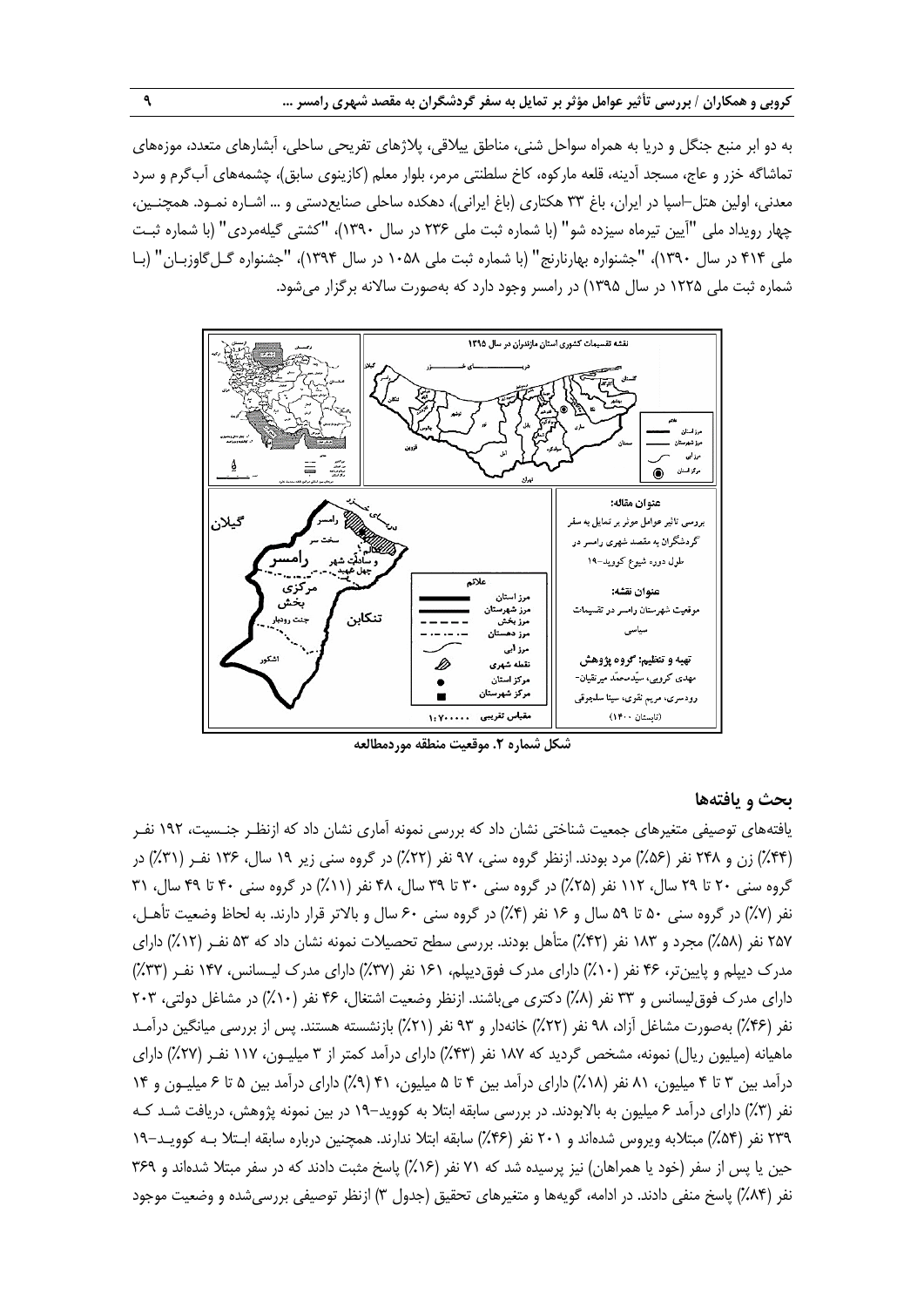به دو ابر منبع جنگل و دریا به همراه سواحل شنی، مناطق ییلاقی، پلاژهای تفریحی ساحلی، آبشارهای متعدد، موزه‌های تماشاگه خزر و عاج، مسجد آدینه، قلعه مارکوه، کاخ سلطنتی مرمر، بلوار معلم (کازینوی سابق)، چشمه‌های آب‌گرم و سرد معدنی، اولین هتل–اسپا در ایران، باغ ۳۳ هکتاری (باغ ایرانی)، دهکده ساحلی صنایع‌دستی و ... اشاره نمود. همچنین، چهار رویداد ملی "آیین تیرماه سیزده شو" (با شماره ثبت ملی ۲۳۶ در سال ۱۳۹۰)، "کشتی گیله‌مردی" (با شماره ثبت ملی ۴۱۴ در سال ۱۳۹۰)، "جشنواره بهارنارنج" (با شماره ثبت ملی ۱۰۵۸ در سال ۱۳۹۴)، "جشنواره گل‌گاوزبان" (با شماره ثبت ملی ۱۲۲۵ در سال ۱۳۹۵) در رامسر وجود دارد که به‌صورت سالانه برگزار می‌شود.

شکل شماره ۲. موقعیت منطقه موردمطالعه

## بحث و یافته‌ها

یافته‌های توصیفی متغیرهای جمعیت شناختی نشان داد که بررسی نمونه آماری نشان داد که ازنظر جنسیت، ۱۹۲ نفر (۴۴٪) زن و ۲۴۸ نفر (۵۶٪) مرد بودند. ازنظر گروه سنی، ۹۷ نفر (۲۲٪) در گروه سنی زیر ۱۹ سال، ۱۳۶ نفر (۳۱٪) در گروه سنی ۲۰ تا ۲۹ سال، ۱۱۲ نفر (۲۵٪) در گروه سنی ۳۰ تا ۳۹ سال، ۴۸ نفر (۱۱٪) در گروه سنی ۴۰ تا ۴۹ سال، ۳۱ نفر (۷٪) در گروه سنی ۵۰ تا ۵۹ سال و ۱۶ نفر (۴٪) در گروه سنی ۶۰ سال و بالاتر قرار دارند. به لحاظ وضعیت تأهل، ۲۵۷ نفر (۵۸٪) مجرد و ۱۸۳ نفر (۴۲٪) متأهل بودند. بررسی سطح تحصیلات نمونه نشان داد که ۵۳ نفر (۱۲٪) دارای مدرک دیپلم و پایین‌تر، ۴۶ نفر (۱۰٪) دارای مدرک فوق‌دیپلم، ۱۶۱ نفر (۳۷٪) دارای مدرک لیسانس، ۱۴۷ نفر (۳۳٪) دارای مدرک فوق‌لیسانس و ۳۳ نفر (۸٪) دکتری می‌باشند. ازنظر وضعیت اشتغال، ۴۶ نفر (۱۰٪) در مشاغل دولتی، ۲۰۳ نفر (۴۶٪) به‌صورت مشاغل آزاد، ۹۸ نفر (۲۲٪) خانه‌دار و ۹۳ نفر (۲۱٪) بازنشسته هستند. پس از بررسی میانگین درآمد ماهیانه (میلیون ریال) نمونه، مشخص گردید که ۱۸۷ نفر (۴۳٪) دارای درآمد کمتر از ۳ میلیون، ۱۱۷ نفر (۲۷٪) دارای درآمد بین ۳ تا ۴ میلیون، ۸۱ نفر (۱۸٪) دارای درآمد بین ۴ تا ۵ میلیون، ۴۱ (۹٪) دارای درآمد بین ۵ تا ۶ میلیون و ۱۴ نفر (۳٪) دارای درآمد ۶ میلیون به بالابودند. در بررسی سابقه ابتلا به کووید–۱۹ در بین نمونه پژوهش، دریافت شد که ۲۳۹ نفر (۵۴٪) مبتلابه ویروس شده‌اند و ۲۰۱ نفر (۴۶٪) سابقه ابتلا ندارند. همچنین درباره سابقه ابتلا به کووید–۱۹ حین یا پس از سفر (خود یا همراهان) نیز پرسیده شد که ۷۱ نفر (۱۶٪) پاسخ مثبت دادند که در سفر مبتلا شده‌اند و ۳۶۹ نفر (۸۴٪) پاسخ منفی دادند. در ادامه، گویه‌ها و متغیرهای تحقیق (جدول ۳) ازنظر توصیفی بررسی‌شده و وضعیت موجود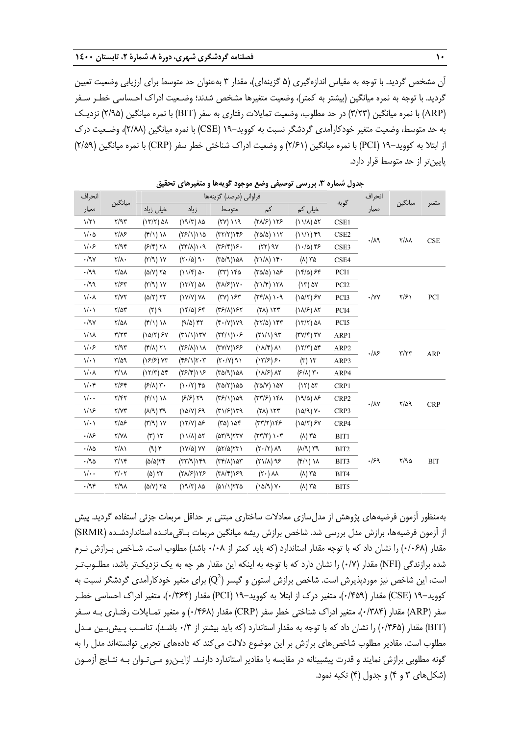آن مشخص گردید. با توجه به مقیاس اندازه‌گیری (۵ گزینه‌ای)، مقدار ۳ به‌عنوان حد متوسط برای ارزیابی وضعیت تعیین گردید. با توجه به نمره میانگین (بیشتر به کمتر)، وضعیت متغیرها مشخص شدند؛ وضعیت ادراک احساسی خطر سفر (ARP) با نمره میانگین (۳/۲۳) در حد مطلوب، وضعیت تمایلات رفتاری به سفر (BIT) با نمره میانگین (۲/۹۵) نزدیک به حد متوسط، وضعیت متغیر خودکارآمدی گردشگر نسبت به کووید-۱۹ (CSE) با نمره میانگین (۲/۸۸)، وضعیت درک از ابتلا به کووید-۱۹ (PCI) با نمره میانگین (۲/۶۱) و وضعیت ادراک شناختی خطر سفر (CRP) با نمره میانگین (۲/۵۹) پایین‌تر از حد متوسط قرار دارد.

**جدول شماره ۳. بررسی توصیفی وضع موجود گویه‌ها و متغیرهای تحقیق**

| متغیر | میانگین | انحراف معیار | گویه | فراوانی (درصد) گزینه‌ها: خیلی کم | کم | متوسط | زیاد | خیلی زیاد | میانگین | انحراف معیار |
|---|---|---|---|---|---|---|---|---|---|---|
| CSE | ۲/۸۸ | ۰/۸۹ | CSE1 | ۵۲ (۱۱/۸) | ۱۲۶ (۲۸/۶) | ۱۱۹ (۲۷) | ۸۵ (۱۹/۳) | ۵۸ (۱۳/۲) | ۲/۹۳ | ۱/۲۱ |
| | | | CSE2 | ۴۹ (۱۱/۱) | ۱۱۲ (۲۵/۵) | ۱۴۶ (۳۳/۲) | ۱۱۵ (۲۶/۱) | ۱۸ (۴/۱) | ۲/۸۶ | ۱/۰۵ |
| | | | CSE3 | ۴۶ (۱۰/۵) | ۹۷ (۲۲) | ۱۶۰ (۳۶/۴) | ۱۰۹ (۲۴/۸) | ۲۸ (۶/۴) | ۲/۹۴ | ۱/۰۶ |
| | | | CSE4 | ۳۵ (۸) | ۱۴۰ (۳۱/۸) | ۱۵۸ (۳۵/۹) | ۹۰ (۲۰/۵) | ۱۷ (۳/۹) | ۲/۸۰ | ۰/۹۷ |
| PCI | ۲/۶۱ | ۰/۷۷ | PCI1 | ۶۴ (۱۴/۵) | ۱۵۶ (۳۵/۵) | ۱۴۵ (۳۳) | ۵۰ (۱۱/۴) | ۲۵ (۵/۷) | ۲/۵۸ | ۰/۹۹ |
| | | | PCI2 | ۵۷ (۱۳) | ۱۳۸ (۳۱/۴) | ۱۷۰ (۳۸/۶) | ۵۸ (۱۳/۲) | ۱۷ (۳/۹) | ۲/۶۳ | ۰/۹۹ |
| | | | PCI3 | ۶۷ (۱۵/۲) | ۱۰۹ (۲۴/۸) | ۱۶۳ (۳۷) | ۷۸ (۱۷/۷) | ۲۳ (۵/۲) | ۲/۷۲ | ۱/۰۸ |
| | | | PCI4 | ۸۲ (۱۸/۶) | ۱۲۳ (۲۸) | ۱۶۲ (۳۶/۸) | ۶۴ (۱۴/۵) | ۹ (۲) | ۲/۵۳ | ۱/۰۱ |
| | | | PCI5 | ۵۸ (۱۳/۲) | ۱۴۳ (۳۲/۵) | ۱۷۹ (۴۰/۷) | ۴۲ (۹/۵) | ۱۸ (۴/۱) | ۲/۵۸ | ۰/۹۷ |
| ARP | ۳/۲۳ | ۰/۸۶ | ARP1 | ۳۷ (۳۷/۴) | ۹۳ (۲۱/۱) | ۱۰۶ (۲۴/۱) | ۱۳۷ (۳۱/۱) | ۶۷ (۱۵/۲) | ۳/۲۳ | ۱/۱۸ |
| | | | ARP2 | ۵۴ (۱۲/۳) | ۸۱ (۱۸/۴) | ۱۶۶ (۳۷/۷) | ۱۱۸ (۲۶/۸) | ۲۱ (۴/۸) | ۲/۹۳ | ۱/۰۶ |
| | | | ARP3 | ۱۳ (۳) | ۶۰ (۱۳/۶) | ۹۱ (۲۰/۷) | ۲۰۳ (۴۶/۱) | ۷۳ (۱۶/۶) | ۳/۵۹ | ۱/۰۱ |
| | | | ARP4 | ۳۰ (۶/۸) | ۸۲ (۱۸/۶) | ۱۵۸ (۳۵/۹) | ۱۱۶ (۲۶/۴) | ۵۴ (۱۲/۳) | ۳/۱۸ | ۱/۰۸ |
| CRP | ۲/۵۹ | ۰/۸۷ | CRP1 | ۵۳ (۱۲) | ۱۵۷ (۳۵/۷) | ۱۵۵ (۳۵/۲) | ۴۵ (۱۰/۲) | ۳۰ (۶/۸) | ۲/۶۴ | ۱/۰۴ |
| | | | CRP2 | ۸۶ (۱۹/۵) | ۱۴۸ (۳۳/۶) | ۱۵۹ (۳۶/۱) | ۲۹ (۶/۶) | ۱۸ (۴/۱) | ۲/۴۲ | ۱/۰۰ |
| | | | CRP3 | ۷۰ (۱۵/۹) | ۱۲۳ (۲۸) | ۱۳۹ (۳۱/۶) | ۶۹ (۱۵/۷) | ۳۹ (۸/۹) | ۲/۷۳ | ۱/۱۶ |
| | | | CRP4 | ۶۷ (۱۵/۲) | ۱۴۶ (۳۳/۲) | ۱۵۴ (۳۵) | ۵۶ (۱۲/۷) | ۱۷ (۳/۹) | ۲/۵۶ | ۱/۰۱ |
| BIT | ۲/۹۵ | ۰/۶۹ | BIT1 | ۳۵ (۸) | ۱۰۳ (۲۳/۴) | ۲۳۷ (۵۳/۹) | ۵۲ (۱۱/۸) | ۱۳ (۳) | ۲/۷۸ | ۰/۸۶ |
| | | | BIT2 | ۳۹ (۸/۹) | ۸۹ (۲۰/۲) | ۲۳۱ (۵۲/۵) | ۷۷ (۱۷/۵) | ۴ (۹) | ۲/۸۱ | ۰/۸۵ |
| | | | BIT3 | ۱۸ (۴/۱) | ۹۶ (۲۱/۸) | ۱۵۳ (۳۴/۸) | ۱۴۹ (۳۳/۹) | ۲۴ (۵/۵) | ۳/۱۴ | ۰/۹۵ |
| | | | BIT4 | ۳۵ (۸) | ۸۸ (۲۰) | ۱۶۹ (۳۸/۴) | ۱۲۶ (۲۸/۶) | ۲۲ (۵) | ۳/۰۲ | ۱/۰۰ |
| | | | BIT5 | ۳۵ (۸) | ۷۰ (۱۵/۹) | ۲۲۵ (۵۱/۱) | ۸۵ (۱۹/۳) | ۲۵ (۵/۷) | ۲/۹۸ | ۰/۹۴ |

به‌منظور آزمون فرضیه‌های پژوهش از مدل‌سازی معادلات ساختاری مبتنی بر حداقل مربعات جزئی استفاده گردید. پیش از آزمون فرضیه‌ها، برازش مدل بررسی شد. شاخص برازش ریشه میانگین مربعات باقی‌مانده استانداردشده (SRMR) مقدار (۰/۰۶۸) را نشان داد که با توجه مقدار استاندارد (که باید کمتر از ۰/۰۸ باشد) مطلوب است. شاخص برازش نرم شده برازندگی (NFI) مقدار (۰/۷) را نشان دارد که با توجه به اینکه این مقدار هر چه به یک نزدیک‌تر باشد، مطلوب‌تر است، این شاخص نیز موردپذیرش است. شاخص برازش استون و گیسر ($Q^2$) برای متغیر خودکارآمدی گردشگر نسبت به کووید-۱۹ (CSE) مقدار (۰/۴۵۹)، متغیر درک از ابتلا به کووید-۱۹ (PCI) مقدار (۰/۳۶۴)، متغیر ادراک احساسی خطر سفر (ARP) مقدار (۰/۳۸۴)، متغیر ادراک شناختی خطر سفر (CRP) مقدار (۰/۴۶۸) و متغیر تمایلات رفتاری به سفر (BIT) مقدار (۰/۳۶۵) را نشان داد که با توجه به مقدار استاندارد (که باید بیشتر از ۰/۳ باشد)، تناسب پیش‌بین مدل مطلوب است. مقادیر مطلوب شاخص‌های برازش بر این موضوع دلالت می‌کند که داده‌های تجربی توانسته‌اند مدل را به گونه مطلوبی برازش نمایند و قدرت پیشبینانه در مقایسه با مقادیر استاندارد دارند. ازاین‌رو می‌توان به نتایج آزمون (شکل‌های ۳ و ۴) و جدول (۴) تکیه نمود.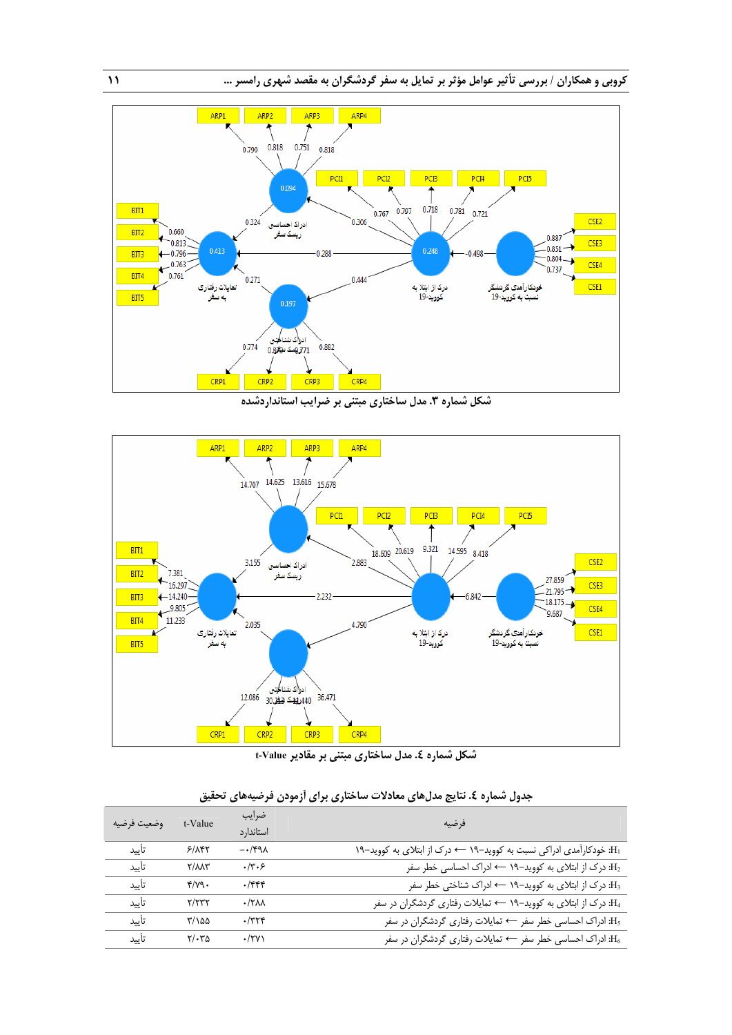شکل شماره ۳. مدل ساختاری مبتنی بر ضرایب استانداردشده

شکل شماره ٤. مدل ساختاری مبتنی بر مقادیر t-Value

جدول شماره ٤. نتایج مدل‌های معادلات ساختاری برای آزمودن فرضیه‌های تحقیق

| فرضیه | ضرایب استاندارد | t-Value | وضعیت فرضیه |
|---|---|---|---|
| H₁: خودکارآمدی ادراکی نسبت به کووید-۱۹ ← درک از ابتلای به کووید-۱۹ | -۰/۴۹۸ | ۶/۸۴۲ | تأیید |
| H₂: درک از ابتلای به کووید-۱۹ ← ادراک احساسی خطر سفر | ۰/۳۰۶ | ۲/۸۸۳ | تأیید |
| H₃: درک از ابتلای به کووید-۱۹ ← ادراک شناختی خطر سفر | ۰/۴۴۴ | ۴/۷۹۰ | تأیید |
| H₄: درک از ابتلای به کووید-۱۹ ← تمایلات رفتاری گردشگران در سفر | ۰/۲۸۸ | ۲/۲۳۲ | تأیید |
| H₅: ادراک احساسی خطر سفر ← تمایلات رفتاری گردشگران در سفر | ۰/۳۲۴ | ۳/۱۵۵ | تأیید |
| H₆: ادراک احساسی خطر سفر ← تمایلات رفتاری گردشگران در سفر | ۰/۲۷۱ | ۲/۰۳۵ | تأیید |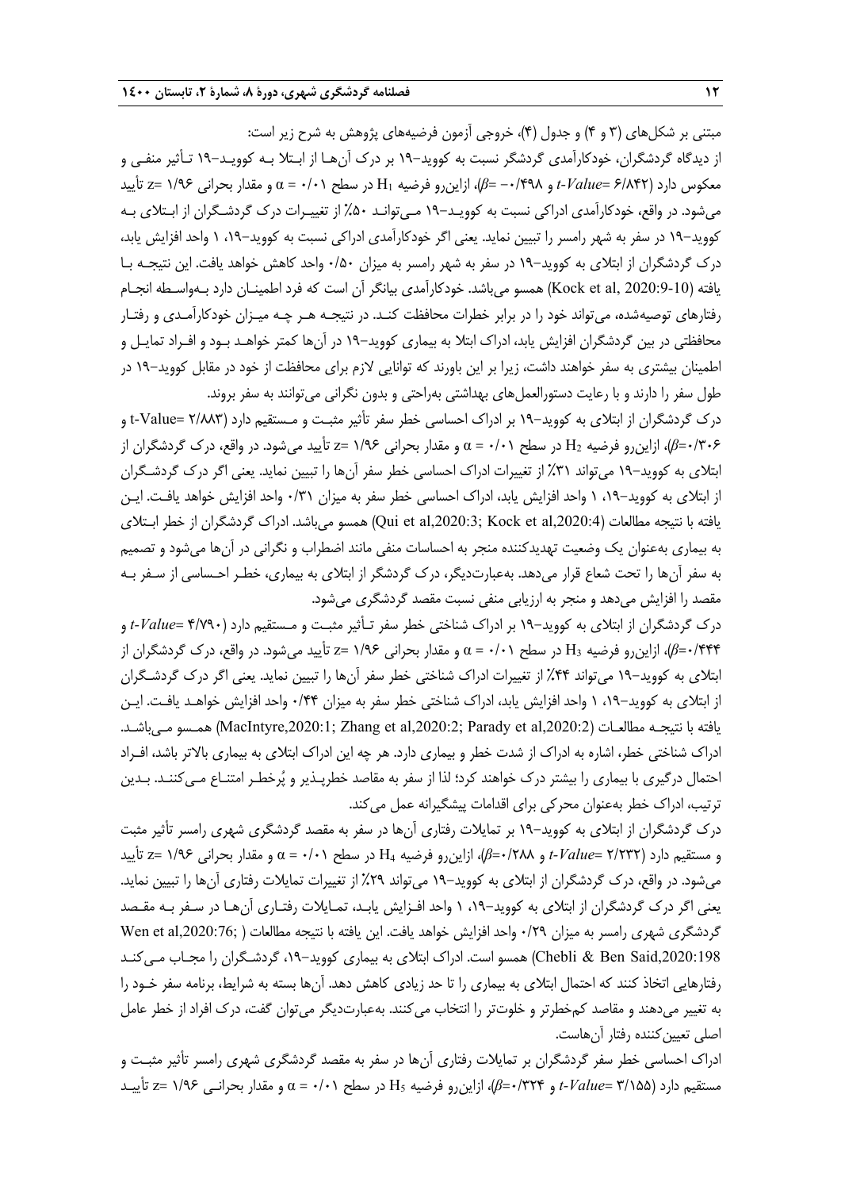مبتنی بر شکل‌های (۳ و ۴) و جدول (۴)، خروجی آزمون فرضیه‌های پژوهش به شرح زیر است:

از دیدگاه گردشگران، خودکارآمدی گردشگر نسبت به کووید-۱۹ بر درک آن‌ها از ابتلا بـه کوویـد-۱۹ تـأثیر منفـی و معکوس دارد (*t-Value*= ۶/۸۴۲ و *β*= -۰/۴۹۸)، ازاین‌رو فرضیه $H_1$ در سطح ۰/۰۱ = α و مقدار بحرانی ۱/۹۶ =z تأیید می‌شود. در واقع، خودکارآمدی ادراکی نسبت به کوویـد-۱۹ مـی‌توانـد ۵۰٪ از تغییـرات درک گردشـگران از ابـتلای بـه کووید-۱۹ در سفر به شهر رامسر را تبیین نماید. یعنی اگر خودکارآمدی ادراکی نسبت به کووید-۱۹، ۱ واحد افزایش یابد، درک گردشگران از ابتلای به کووید-۱۹ در سفر به شهر رامسر به میزان ۰/۵۰ واحد کاهش خواهد یافت. این نتیجـه بـا یافته (Kock et al, 2020:9-10) همسو می‌باشد. خودکارآمدی بیانگر آن است که فرد اطمینـان دارد بـه‌واسـطه انجـام رفتارهای توصیه‌شده، می‌تواند خود را در برابر خطرات محافظت کنـد. در نتیجـه هـر چـه میـزان خودکارآمـدی و رفتـار محافظتی در بین گردشگران افزایش یابد، ادراک ابتلا به بیماری کووید-۱۹ در آن‌ها کمتر خواهـد بـود و افـراد تمایـل و اطمینان بیشتری به سفر خواهند داشت، زیرا بر این باورند که توانایی لازم برای محافظت از خود در مقابل کووید-۱۹ در طول سفر را دارند و با رعایت دستورالعمل‌های بهداشتی به‌راحتی و بدون نگرانی می‌توانند به سفر بروند.

درک گردشگران از ابتلای به کووید-۱۹ بر ادراک احساسی خطر سفر تأثیر مثبـت و مـستقیم دارد (t-Value= ۲/۸۸۳ و *β*=۰/۳۰۶)، ازاین‌رو فرضیه $H_2$ در سطح ۰/۰۱ = α و مقدار بحرانی ۱/۹۶ =z تأیید می‌شود. در واقع، درک گردشگران از ابتلای به کووید-۱۹ می‌تواند ۳۱٪ از تغییرات ادراک احساسی خطر سفر آن‌ها را تبیین نماید. یعنی اگر درک گردشـگران از ابتلای به کووید-۱۹، ۱ واحد افزایش یابد، ادراک احساسی خطر سفر به میزان ۰/۳۱ واحد افزایش خواهد یافـت. ایـن یافته با نتیجه مطالعات (Qui et al,2020:3; Kock et al,2020:4) همسو می‌باشد. ادراک گردشگران از خطر ابـتلای به بیماری به‌عنوان یک وضعیت تهدیدکننده منجر به احساسات منفی مانند اضطراب و نگرانی در آن‌ها می‌شود و تصمیم به سفر آن‌ها را تحت شعاع قرار می‌دهد. به‌عبارت‌دیگر، درک گردشگر از ابتلای به بیماری، خطـر احـساسی از سـفر بـه مقصد را افزایش می‌دهد و منجر به ارزیابی منفی نسبت مقصد گردشگری می‌شود.

درک گردشگران از ابتلای به کووید-۱۹ بر ادراک شناختی خطر سفر تـأثیر مثبـت و مـستقیم دارد (*t-Value*= ۴/۷۹۰ و *β*=۰/۴۴۴)، ازاین‌رو فرضیه $H_3$ در سطح ۰/۰۱ = α و مقدار بحرانی ۱/۹۶ =z تأیید می‌شود. در واقع، درک گردشگران از ابتلای به کووید-۱۹ می‌تواند ۴۴٪ از تغییرات ادراک شناختی خطر سفر آن‌ها را تبیین نماید. یعنی اگر درک گردشـگران از ابتلای به کووید-۱۹، ۱ واحد افزایش یابد، ادراک شناختی خطر سفر به میزان ۰/۴۴ واحد افزایش خواهـد یافـت. ایـن یافته با نتیجـه مطالعـات (MacIntyre,2020:1; Zhang et al,2020:2; Parady et al,2020:2) همـسو مـی‌باشـد. ادراک شناختی خطر، اشاره به ادراک از شدت خطر و بیماری دارد. هر چه این ادراک ابتلای به بیماری بالاتر باشد، افـراد احتمال درگیری با بیماری را بیشتر درک خواهند کرد؛ لذا از سفر به مقاصد خطرپـذیر و پُرخطـر امتنـاع مـی‌کننـد. بـدین ترتیب، ادراک خطر به‌عنوان محرکی برای اقدامات پیشگیرانه عمل می‌کند.

درک گردشگران از ابتلای به کووید-۱۹ بر تمایلات رفتاری آن‌ها در سفر به مقصد گردشگری شهری رامسر تأثیر مثبت و مستقیم دارد (*t-Value*= ۲/۲۳۲ و *β*=۰/۲۸۸)، ازاین‌رو فرضیه $H_4$ در سطح ۰/۰۱ = α و مقدار بحرانی ۱/۹۶ =z تأیید می‌شود. در واقع، درک گردشگران از ابتلای به کووید-۱۹ می‌تواند ۲۹٪ از تغییرات تمایلات رفتاری آن‌ها را تبیین نماید. یعنی اگر درک گردشگران از ابتلای به کووید-۱۹، ۱ واحد افـزایش یابـد، تمـایلات رفتـاری آن‌هـا در سـفر بـه مقـصد گردشگری شهری رامسر به میزان ۰/۲۹ واحد افزایش خواهد یافت. این یافته با نتیجه مطالعات (Wen et al,2020:76; Chebli & Ben Said,2020:198) همسو است. ادراک ابتلای به بیماری کووید-۱۹، گردشـگران را مجـاب مـی‌کنـد رفتارهایی اتخاذ کنند که احتمال ابتلای به بیماری را تا حد زیادی کاهش دهد. آن‌ها بسته به شرایط، برنامه سفر خـود را به تغییر می‌دهند و مقاصد کم‌خطرتر و خلوت‌تر را انتخاب می‌کنند. به‌عبارت‌دیگر می‌توان گفت، درک افراد از خطر عامل اصلی تعیین‌کننده رفتار آن‌هاست.

ادراک احساسی خطر سفر گردشگران بر تمایلات رفتاری آن‌ها در سفر به مقصد گردشگری شهری رامسر تأثیر مثبـت و مستقیم دارد (*t-Value*= ۳/۱۵۵ و *β*=۰/۳۲۴)، ازاین‌رو فرضیه $H_5$ در سطح ۰/۰۱ = α و مقدار بحرانـی ۱/۹۶ =z تأییـد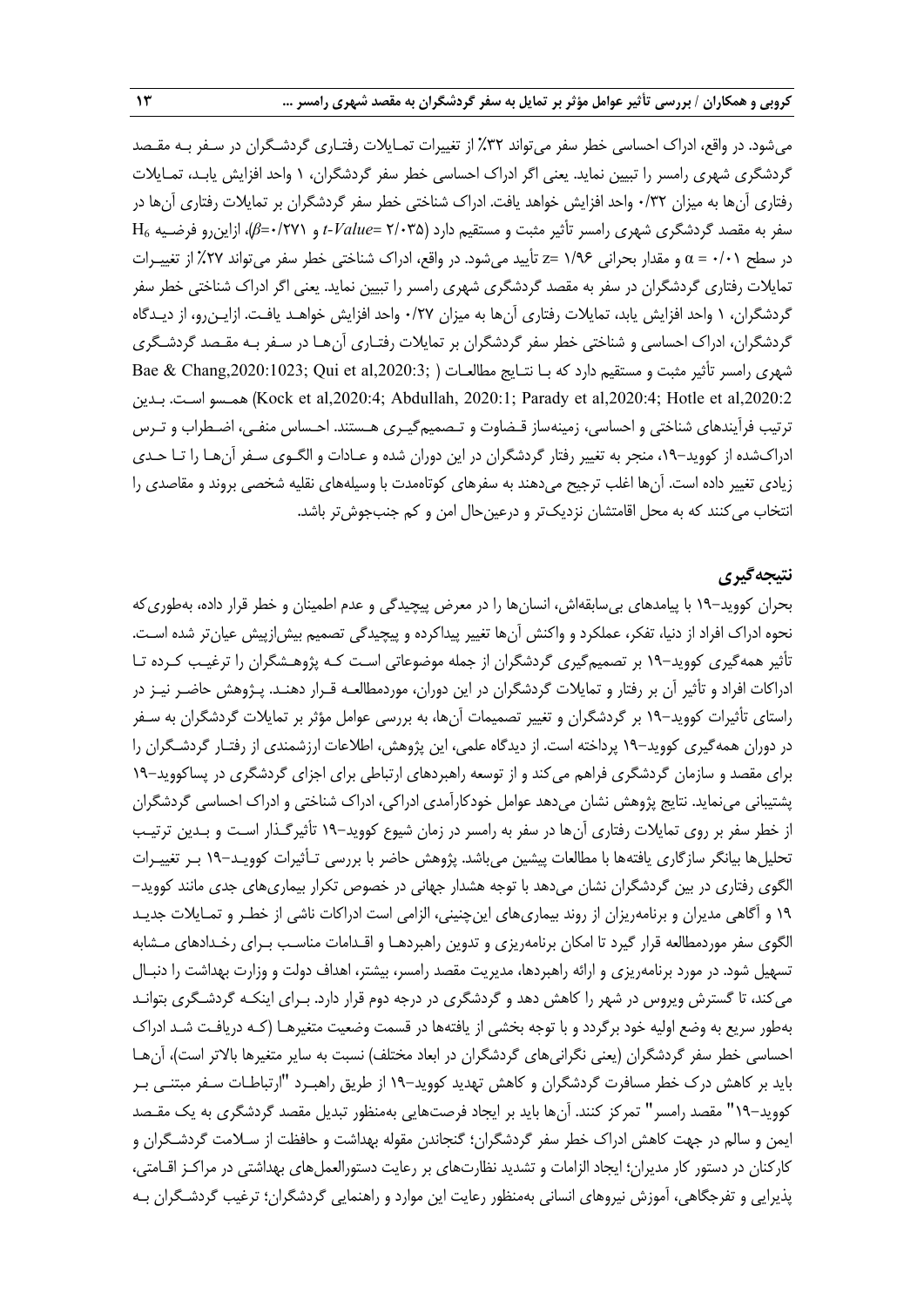می‌شود. در واقع، ادراک احساسی خطر سفر می‌تواند ۳۲٪ از تغییرات تمایلات رفتاری گردشگران در سفر به مقصد گردشگری شهری رامسر را تبیین نماید. یعنی اگر ادراک احساسی خطر سفر گردشگران، ۱ واحد افزایش یابد، تمایلات رفتاری آن‌ها به میزان ۰/۳۲ واحد افزایش خواهد یافت. ادراک شناختی خطر سفر گردشگران بر تمایلات رفتاری آن‌ها در سفر به مقصد گردشگری شهری رامسر تأثیر مثبت و مستقیم دارد (*t-Value*= ۲/۰۳۵ و *β*=۰/۲۷۱)، ازاین‌رو فرضیه $H_6$ در سطح ۰/۰۱ = α و مقدار بحرانی ۱/۹۶ =z تأیید می‌شود. در واقع، ادراک شناختی خطر سفر می‌تواند ۲۷٪ از تغییرات تمایلات رفتاری گردشگران در سفر به مقصد گردشگری شهری رامسر را تبیین نماید. یعنی اگر ادراک شناختی خطر سفر گردشگران، ۱ واحد افزایش یابد، تمایلات رفتاری آن‌ها به میزان ۰/۲۷ واحد افزایش خواهد یافت. ازاین‌رو، از دیدگاه گردشگران، ادراک احساسی و شناختی خطر سفر گردشگران بر تمایلات رفتاری آن‌ها در سفر به مقصد گردشگری شهری رامسر تأثیر مثبت و مستقیم دارد که با نتایج مطالعات ( Bae & Chang,2020:1023; Qui et al,2020:3; Kock et al,2020:4; Abdullah, 2020:1; Parady et al,2020:4; Hotle et al,2020:2) همسو است. بدین ترتیب فرآیندهای شناختی و احساسی، زمینه‌ساز قضاوت و تصمیم‌گیری هستند. احساس منفی، اضطراب و ترس ادراک‌شده از کووید-۱۹، منجر به تغییر رفتار گردشگران در این دوران شده و عادات و الگوی سفر آن‌ها را تا حدی زیادی تغییر داده است. آن‌ها اغلب ترجیح می‌دهند به سفرهای کوتاه‌مدت با وسیله‌های نقلیه شخصی بروند و مقاصدی را انتخاب می‌کنند که به محل اقامتشان نزدیک‌تر و درعین‌حال امن و کم جنب‌جوش‌تر باشد.

## نتیجه‌گیری

بحران کووید-۱۹ با پیامدهای بی‌سابقه‌اش، انسان‌ها را در معرض پیچیدگی و عدم اطمینان و خطر قرار داده، به‌طوری‌که نحوه ادراک افراد از دنیا، تفکر، عملکرد و واکنش آن‌ها تغییر پیداکرده و پیچیدگی تصمیم بیش‌ازپیش عیان‌تر شده است. تأثیر همه‌گیری کووید-۱۹ بر تصمیم‌گیری گردشگران از جمله موضوعاتی است که پژوهشگران را ترغیب کرده تا ادراکات افراد و تأثیر آن بر رفتار و تمایلات گردشگران در این دوران، موردمطالعه قرار دهند. پژوهش حاضر نیز در راستای تأثیرات کووید-۱۹ بر گردشگران و تغییر تصمیمات آن‌ها، به بررسی عوامل مؤثر بر تمایلات گردشگران به سفر در دوران همه‌گیری کووید-۱۹ پرداخته است. از دیدگاه علمی، این پژوهش، اطلاعات ارزشمندی از رفتار گردشگران را برای مقصد و سازمان گردشگری فراهم می‌کند و از توسعه راهبردهای ارتباطی برای اجزای گردشگری در پساکووید-۱۹ پشتیبانی می‌نماید. نتایج پژوهش نشان می‌دهد عوامل خودکارآمدی ادراکی، ادراک شناختی و ادراک احساسی گردشگران از خطر سفر بر روی تمایلات رفتاری آن‌ها در سفر به رامسر در زمان شیوع کووید-۱۹ تأثیرگذار است و بدین ترتیب تحلیل‌ها بیانگر سازگاری یافته‌ها با مطالعات پیشین می‌باشد. پژوهش حاضر با بررسی تأثیرات کووید-۱۹ بر تغییرات الگوی رفتاری در بین گردشگران نشان می‌دهد با توجه هشدار جهانی در خصوص تکرار بیماری‌های جدی مانند کووید-۱۹ و آگاهی مدیران و برنامه‌ریزان از روند بیماری‌های این‌چنینی، الزامی است ادراکات ناشی از خطر و تمایلات جدید الگوی سفر موردمطالعه قرار گیرد تا امکان برنامه‌ریزی و تدوین راهبردها و اقدامات مناسب برای رخدادهای مشابه تسهیل شود. در مورد برنامه‌ریزی و ارائه راهبردها، مدیریت مقصد رامسر، بیشتر، اهداف دولت و وزارت بهداشت را دنبال می‌کند، تا گسترش ویروس در شهر را کاهش دهد و گردشگری در درجه دوم قرار دارد. برای اینکه گردشگری بتواند به‌طور سریع به وضع اولیه خود برگردد و با توجه بخشی از یافته‌ها در قسمت وضعیت متغیرها (که دریافت شد ادراک احساسی خطر سفر گردشگران (یعنی نگرانی‌های گردشگران در ابعاد مختلف) نسبت به سایر متغیرها بالاتر است)، آن‌ها باید بر کاهش درک خطر مسافرت گردشگران و کاهش تهدید کووید-۱۹ از طریق راهبرد "ارتباطات سفر مبتنی بر کووید-۱۹" مقصد رامسر" تمرکز کنند. آن‌ها باید بر ایجاد فرصت‌هایی به‌منظور تبدیل مقصد گردشگری به یک مقصد ایمن و سالم در جهت کاهش ادراک خطر سفر گردشگران؛ گنجاندن مقوله بهداشت و حافظت از سلامت گردشگران و کارکنان در دستور کار مدیران؛ ایجاد الزامات و تشدید نظارت‌های بر رعایت دستورالعمل‌های بهداشتی در مراکز اقامتی، پذیرایی و تفرجگاهی، آموزش نیروهای انسانی به‌منظور رعایت این موارد و راهنمایی گردشگران؛ ترغیب گردشگران به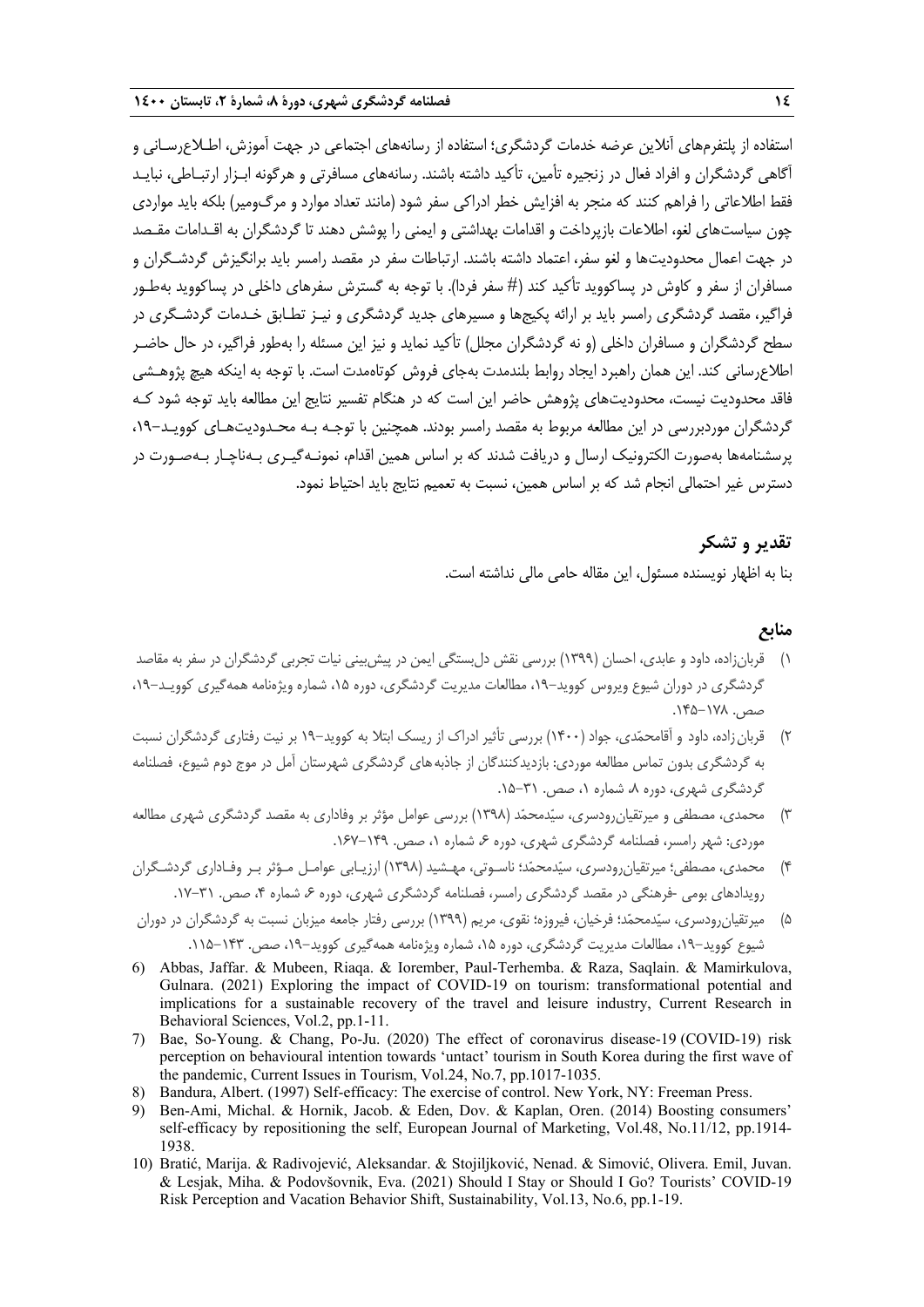استفاده از پلتفرم‌های آنلاین عرضه خدمات گردشگری؛ استفاده از رسانه‌های اجتماعی در جهت آموزش، اطلاع‌رسانی و آگاهی گردشگران و افراد فعال در زنجیره تأمین، تأکید داشته باشند. رسانه‌های مسافرتی و هرگونه ابزار ارتباطی، نباید فقط اطلاعاتی را فراهم کنند که منجر به افزایش خطر ادراکی سفر شود (مانند تعداد موارد و مرگ‌ومیر) بلکه باید مواردی چون سیاست‌های لغو، اطلاعات بازپرداخت و اقدامات بهداشتی و ایمنی را پوشش دهند تا گردشگران به اقدامات مقصد در جهت اعمال محدودیت‌ها و لغو سفر، اعتماد داشته باشند. ارتباطات سفر در مقصد رامسر باید برانگیزش گردشگران و مسافران از سفر و کاوش در پساکووید تأکید کند (# سفر فردا). با توجه به گسترش سفرهای داخلی در پساکووید به‌طور فراگیر، مقصد گردشگری رامسر باید بر ارائه پکیج‌ها و مسیرهای جدید گردشگری و نیز تطابق خدمات گردشگری در سطح گردشگران و مسافران داخلی (و نه گردشگران مجلل) تأکید نماید و نیز این مسئله را به‌طور فراگیر، در حال حاضر اطلاع‌رسانی کند. این همان راهبرد ایجاد روابط بلندمدت به‌جای فروش کوتاه‌مدت است. با توجه به اینکه هیچ پژوهشی فاقد محدودیت نیست، محدودیت‌های پژوهش حاضر این است که در هنگام تفسیر نتایج این مطالعه باید توجه شود که گردشگران موردبررسی در این مطالعه مربوط به مقصد رامسر بودند. همچنین با توجه به محدودیت‌های کووید-۱۹، پرسشنامه‌ها به‌صورت الکترونیک ارسال و دریافت شدند که بر اساس همین اقدام، نمونه‌گیری به‌ناچار به‌صورت در دسترس غیر احتمالی انجام شد که بر اساس همین، نسبت به تعمیم نتایج باید احتیاط نمود.

## تقدیر و تشکر

بنا به اظهار نویسنده مسئول، این مقاله حامی مالی نداشته است.

## منابع

۱) قربان‌زاده، داود و عابدی، احسان (۱۳۹۹) بررسی نقش دل‌بستگی ایمن در پیش‌بینی نیات تجربی گردشگران در سفر به مقاصد گردشگری در دوران شیوع ویروس کووید-۱۹، مطالعات مدیریت گردشگری، دوره ۱۵، شماره ویژه‌نامه همه‌گیری کووید-۱۹، صص. ۱۷۸-۱۴۵.

۲) قربان‌زاده، داود و آقامحمّدی، جواد (۱۴۰۰) بررسی تأثیر ادراک از ریسک ابتلا به کووید-۱۹ بر نیت رفتاری گردشگران نسبت به گردشگری بدون تماس مطالعه موردی: بازدیدکنندگان از جاذبه‌های گردشگری شهرستان آمل در موج دوم شیوع، فصلنامه گردشگری شهری، دوره ۸، شماره ۱، صص. ۳۱-۱۵.

۳) محمدی، مصطفی و میرتقیان‌رودسری، سیّدمحمّد (۱۳۹۸) بررسی عوامل مؤثر بر وفاداری به مقصد گردشگری شهری مطالعه موردی: شهر رامسر، فصلنامه گردشگری شهری، دوره ۶، شماره ۱، صص. ۱۴۹-۱۶۷.

۴) محمدی، مصطفی؛ میرتقیان‌رودسری، سیّدمحمّد؛ ناسوتی، مهشید (۱۳۹۸) ارزیابی عوامل مؤثر بر وفاداری گردشگران رویدادهای بومی -فرهنگی در مقصد گردشگری رامسر، فصلنامه گردشگری شهری، دوره ۶، شماره ۴، صص. ۳۱-۱۷.

۵) میرتقیان‌رودسری، سیّدمحمّد؛ فرخیان، فیروزه؛ نقوی، مریم (۱۳۹۹) بررسی رفتار جامعه میزبان نسبت به گردشگران در دوران شیوع کووید-۱۹، مطالعات مدیریت گردشگری، دوره ۱۵، شماره ویژه‌نامه همه‌گیری کووید-۱۹، صص. ۱۴۳-۱۱۵.

6) Abbas, Jaffar. & Mubeen, Riaqa. & Iorember, Paul-Terhemba. & Raza, Saqlain. & Mamirkulova, Gulnara. (2021) Exploring the impact of COVID-19 on tourism: transformational potential and implications for a sustainable recovery of the travel and leisure industry, Current Research in Behavioral Sciences, Vol.2, pp.1-11.

7) Bae, So-Young. & Chang, Po-Ju. (2020) The effect of coronavirus disease-19 (COVID-19) risk perception on behavioural intention towards 'untact' tourism in South Korea during the first wave of the pandemic, Current Issues in Tourism, Vol.24, No.7, pp.1017-1035.

8) Bandura, Albert. (1997) Self-efficacy: The exercise of control. New York, NY: Freeman Press.

9) Ben-Ami, Michal. & Hornik, Jacob. & Eden, Dov. & Kaplan, Oren. (2014) Boosting consumers' self-efficacy by repositioning the self, European Journal of Marketing, Vol.48, No.11/12, pp.1914-1938.

10) Bratić, Marija. & Radivojević, Aleksandar. & Stojiljković, Nenad. & Simović, Olivera. Emil, Juvan. & Lesjak, Miha. & Podovšovnik, Eva. (2021) Should I Stay or Should I Go? Tourists' COVID-19 Risk Perception and Vacation Behavior Shift, Sustainability, Vol.13, No.6, pp.1-19.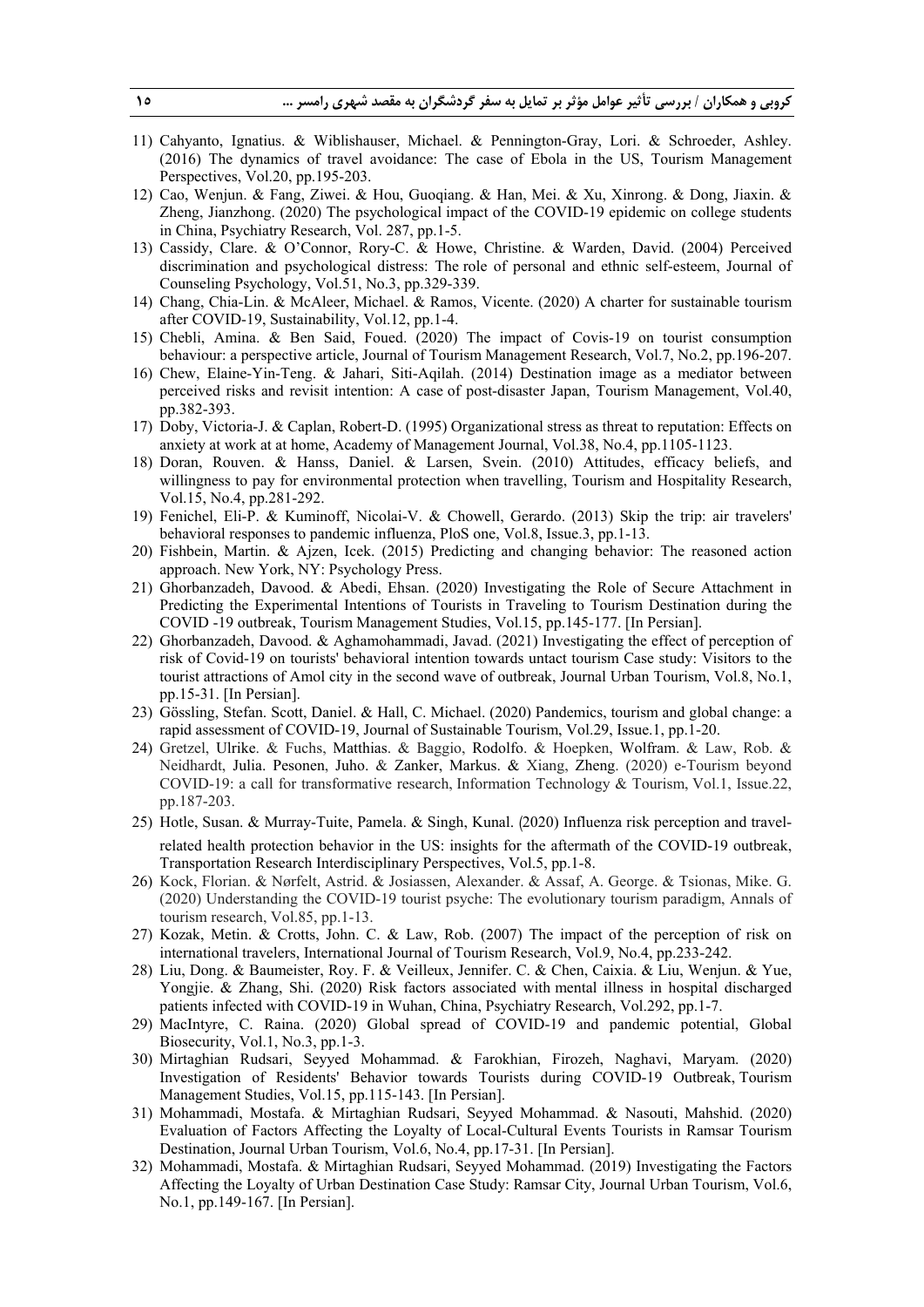11) Cahyanto, Ignatius. & Wiblishauser, Michael. & Pennington-Gray, Lori. & Schroeder, Ashley. (2016) The dynamics of travel avoidance: The case of Ebola in the US, Tourism Management Perspectives, Vol.20, pp.195-203.
12) Cao, Wenjun. & Fang, Ziwei. & Hou, Guoqiang. & Han, Mei. & Xu, Xinrong. & Dong, Jiaxin. & Zheng, Jianzhong. (2020) The psychological impact of the COVID-19 epidemic on college students in China, Psychiatry Research, Vol. 287, pp.1-5.
13) Cassidy, Clare. & O'Connor, Rory-C. & Howe, Christine. & Warden, David. (2004) Perceived discrimination and psychological distress: The role of personal and ethnic self-esteem, Journal of Counseling Psychology, Vol.51, No.3, pp.329-339.
14) Chang, Chia-Lin. & McAleer, Michael. & Ramos, Vicente. (2020) A charter for sustainable tourism after COVID-19, Sustainability, Vol.12, pp.1-4.
15) Chebli, Amina. & Ben Said, Foued. (2020) The impact of Covis-19 on tourist consumption behaviour: a perspective article, Journal of Tourism Management Research, Vol.7, No.2, pp.196-207.
16) Chew, Elaine-Yin-Teng. & Jahari, Siti-Aqilah. (2014) Destination image as a mediator between perceived risks and revisit intention: A case of post-disaster Japan, Tourism Management, Vol.40, pp.382-393.
17) Doby, Victoria-J. & Caplan, Robert-D. (1995) Organizational stress as threat to reputation: Effects on anxiety at work at at home, Academy of Management Journal, Vol.38, No.4, pp.1105-1123.
18) Doran, Rouven. & Hanss, Daniel. & Larsen, Svein. (2010) Attitudes, efficacy beliefs, and willingness to pay for environmental protection when travelling, Tourism and Hospitality Research, Vol.15, No.4, pp.281-292.
19) Fenichel, Eli-P. & Kuminoff, Nicolai-V. & Chowell, Gerardo. (2013) Skip the trip: air travelers' behavioral responses to pandemic influenza, PloS one, Vol.8, Issue.3, pp.1-13.
20) Fishbein, Martin. & Ajzen, Icek. (2015) Predicting and changing behavior: The reasoned action approach. New York, NY: Psychology Press.
21) Ghorbanzadeh, Davood. & Abedi, Ehsan. (2020) Investigating the Role of Secure Attachment in Predicting the Experimental Intentions of Tourists in Traveling to Tourism Destination during the COVID -19 outbreak, Tourism Management Studies, Vol.15, pp.145-177. [In Persian].
22) Ghorbanzadeh, Davood. & Aghamohammadi, Javad. (2021) Investigating the effect of perception of risk of Covid-19 on tourists' behavioral intention towards untact tourism Case study: Visitors to the tourist attractions of Amol city in the second wave of outbreak, Journal Urban Tourism, Vol.8, No.1, pp.15-31. [In Persian].
23) Gössling, Stefan. Scott, Daniel. & Hall, C. Michael. (2020) Pandemics, tourism and global change: a rapid assessment of COVID-19, Journal of Sustainable Tourism, Vol.29, Issue.1, pp.1-20.
24) Gretzel, Ulrike. & Fuchs, Matthias. & Baggio, Rodolfo. & Hoepken, Wolfram. & Law, Rob. & Neidhardt, Julia. Pesonen, Juho. & Zanker, Markus. & Xiang, Zheng. (2020) e-Tourism beyond COVID-19: a call for transformative research, Information Technology & Tourism, Vol.1, Issue.22, pp.187-203.
25) Hotle, Susan. & Murray-Tuite, Pamela. & Singh, Kunal. (2020) Influenza risk perception and travel-related health protection behavior in the US: insights for the aftermath of the COVID-19 outbreak, Transportation Research Interdisciplinary Perspectives, Vol.5, pp.1-8.
26) Kock, Florian. & Nørfelt, Astrid. & Josiassen, Alexander. & Assaf, A. George. & Tsionas, Mike. G. (2020) Understanding the COVID-19 tourist psyche: The evolutionary tourism paradigm, Annals of tourism research, Vol.85, pp.1-13.
27) Kozak, Metin. & Crotts, John. C. & Law, Rob. (2007) The impact of the perception of risk on international travelers, International Journal of Tourism Research, Vol.9, No.4, pp.233-242.
28) Liu, Dong. & Baumeister, Roy. F. & Veilleux, Jennifer. C. & Chen, Caixia. & Liu, Wenjun. & Yue, Yongjie. & Zhang, Shi. (2020) Risk factors associated with mental illness in hospital discharged patients infected with COVID-19 in Wuhan, China, Psychiatry Research, Vol.292, pp.1-7.
29) MacIntyre, C. Raina. (2020) Global spread of COVID-19 and pandemic potential, Global Biosecurity, Vol.1, No.3, pp.1-3.
30) Mirtaghian Rudsari, Seyyed Mohammad. & Farokhian, Firozeh, Naghavi, Maryam. (2020) Investigation of Residents' Behavior towards Tourists during COVID-19 Outbreak, Tourism Management Studies, Vol.15, pp.115-143. [In Persian].
31) Mohammadi, Mostafa. & Mirtaghian Rudsari, Seyyed Mohammad. & Nasouti, Mahshid. (2020) Evaluation of Factors Affecting the Loyalty of Local-Cultural Events Tourists in Ramsar Tourism Destination, Journal Urban Tourism, Vol.6, No.4, pp.17-31. [In Persian].
32) Mohammadi, Mostafa. & Mirtaghian Rudsari, Seyyed Mohammad. (2019) Investigating the Factors Affecting the Loyalty of Urban Destination Case Study: Ramsar City, Journal Urban Tourism, Vol.6, No.1, pp.149-167. [In Persian].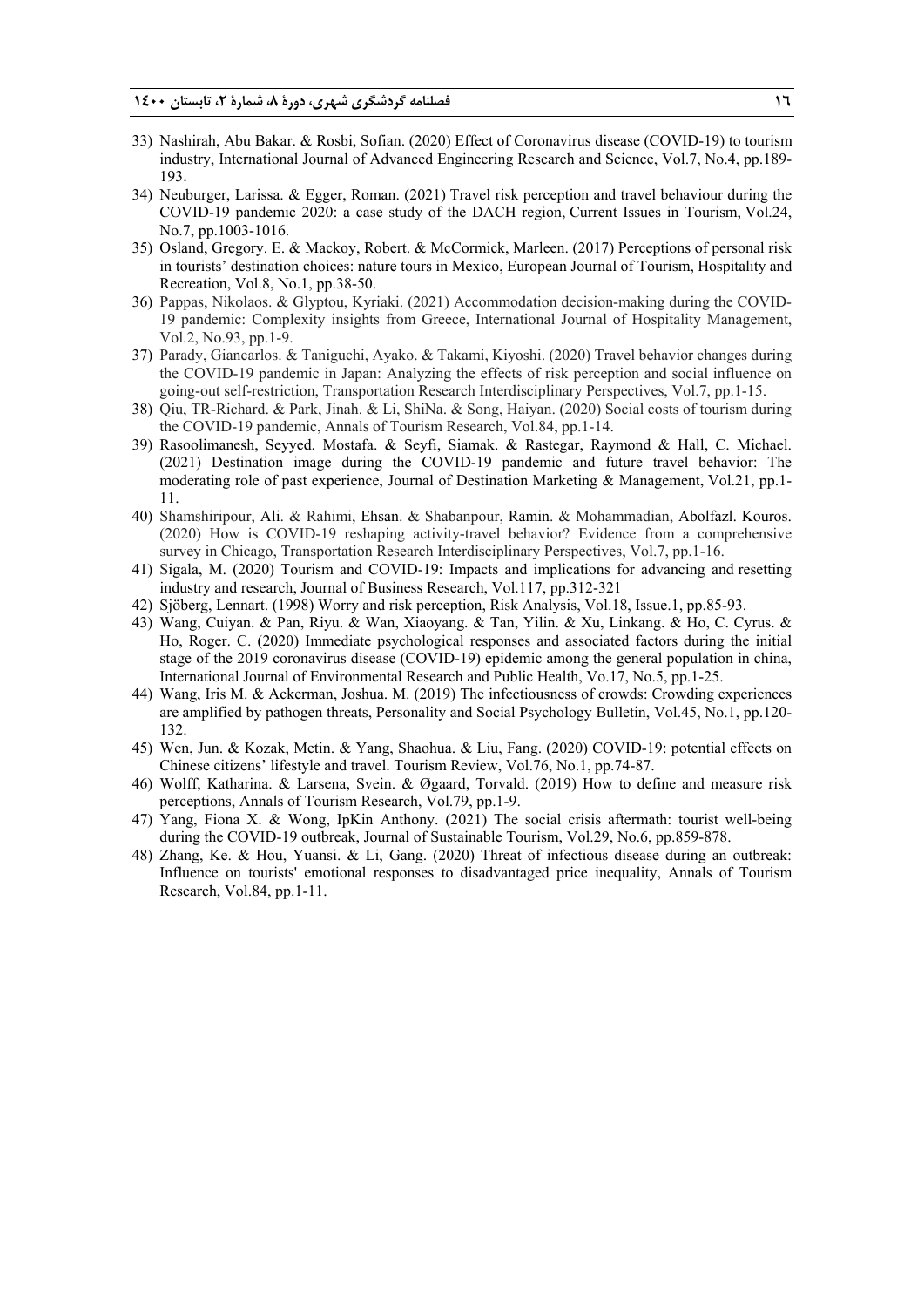33) Nashirah, Abu Bakar. & Rosbi, Sofian. (2020) Effect of Coronavirus disease (COVID-19) to tourism industry, International Journal of Advanced Engineering Research and Science, Vol.7, No.4, pp.189-193.
34) Neuburger, Larissa. & Egger, Roman. (2021) Travel risk perception and travel behaviour during the COVID-19 pandemic 2020: a case study of the DACH region, Current Issues in Tourism, Vol.24, No.7, pp.1003-1016.
35) Osland, Gregory. E. & Mackoy, Robert. & McCormick, Marleen. (2017) Perceptions of personal risk in tourists' destination choices: nature tours in Mexico, European Journal of Tourism, Hospitality and Recreation, Vol.8, No.1, pp.38-50.
36) Pappas, Nikolaos. & Glyptou, Kyriaki. (2021) Accommodation decision-making during the COVID-19 pandemic: Complexity insights from Greece, International Journal of Hospitality Management, Vol.2, No.93, pp.1-9.
37) Parady, Giancarlos. & Taniguchi, Ayako. & Takami, Kiyoshi. (2020) Travel behavior changes during the COVID-19 pandemic in Japan: Analyzing the effects of risk perception and social influence on going-out self-restriction, Transportation Research Interdisciplinary Perspectives, Vol.7, pp.1-15.
38) Qiu, TR-Richard. & Park, Jinah. & Li, ShiNa. & Song, Haiyan. (2020) Social costs of tourism during the COVID-19 pandemic, Annals of Tourism Research, Vol.84, pp.1-14.
39) Rasoolimanesh, Seyyed. Mostafa. & Seyfi, Siamak. & Rastegar, Raymond & Hall, C. Michael. (2021) Destination image during the COVID-19 pandemic and future travel behavior: The moderating role of past experience, Journal of Destination Marketing & Management, Vol.21, pp.1-11.
40) Shamshiripour, Ali. & Rahimi, Ehsan. & Shabanpour, Ramin. & Mohammadian, Abolfazl. Kouros. (2020) How is COVID-19 reshaping activity-travel behavior? Evidence from a comprehensive survey in Chicago, Transportation Research Interdisciplinary Perspectives, Vol.7, pp.1-16.
41) Sigala, M. (2020) Tourism and COVID-19: Impacts and implications for advancing and resetting industry and research, Journal of Business Research, Vol.117, pp.312-321
42) Sjöberg, Lennart. (1998) Worry and risk perception, Risk Analysis, Vol.18, Issue.1, pp.85-93.
43) Wang, Cuiyan. & Pan, Riyu. & Wan, Xiaoyang. & Tan, Yilin. & Xu, Linkang. & Ho, C. Cyrus. & Ho, Roger. C. (2020) Immediate psychological responses and associated factors during the initial stage of the 2019 coronavirus disease (COVID-19) epidemic among the general population in china, International Journal of Environmental Research and Public Health, Vo.17, No.5, pp.1-25.
44) Wang, Iris M. & Ackerman, Joshua. M. (2019) The infectiousness of crowds: Crowding experiences are amplified by pathogen threats, Personality and Social Psychology Bulletin, Vol.45, No.1, pp.120-132.
45) Wen, Jun. & Kozak, Metin. & Yang, Shaohua. & Liu, Fang. (2020) COVID-19: potential effects on Chinese citizens' lifestyle and travel. Tourism Review, Vol.76, No.1, pp.74-87.
46) Wolff, Katharina. & Larsena, Svein. & Øgaard, Torvald. (2019) How to define and measure risk perceptions, Annals of Tourism Research, Vol.79, pp.1-9.
47) Yang, Fiona X. & Wong, IpKin Anthony. (2021) The social crisis aftermath: tourist well-being during the COVID-19 outbreak, Journal of Sustainable Tourism, Vol.29, No.6, pp.859-878.
48) Zhang, Ke. & Hou, Yuansi. & Li, Gang. (2020) Threat of infectious disease during an outbreak: Influence on tourists' emotional responses to disadvantaged price inequality, Annals of Tourism Research, Vol.84, pp.1-11.